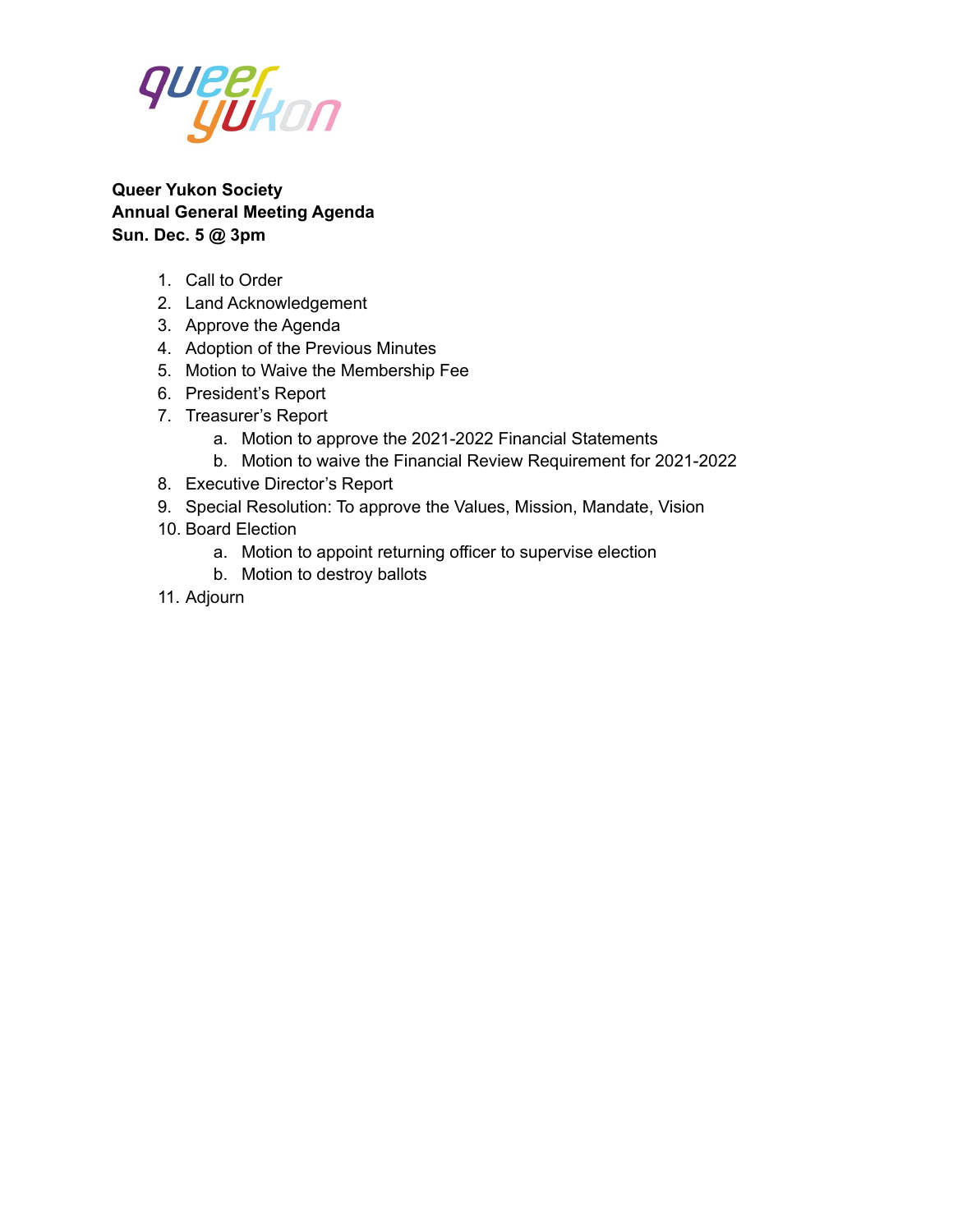**Queer Yukon Society**
**Annual General Meeting Agenda**
**Sun. Dec. 5 @ 3pm**

1. Call to Order
2. Land Acknowledgement
3. Approve the Agenda
4. Adoption of the Previous Minutes
5. Motion to Waive the Membership Fee
6. President's Report
7. Treasurer's Report
   a. Motion to approve the 2021-2022 Financial Statements
   b. Motion to waive the Financial Review Requirement for 2021-2022
8. Executive Director's Report
9. Special Resolution: To approve the Values, Mission, Mandate, Vision
10. Board Election
    a. Motion to appoint returning officer to supervise election
    b. Motion to destroy ballots
11. Adjourn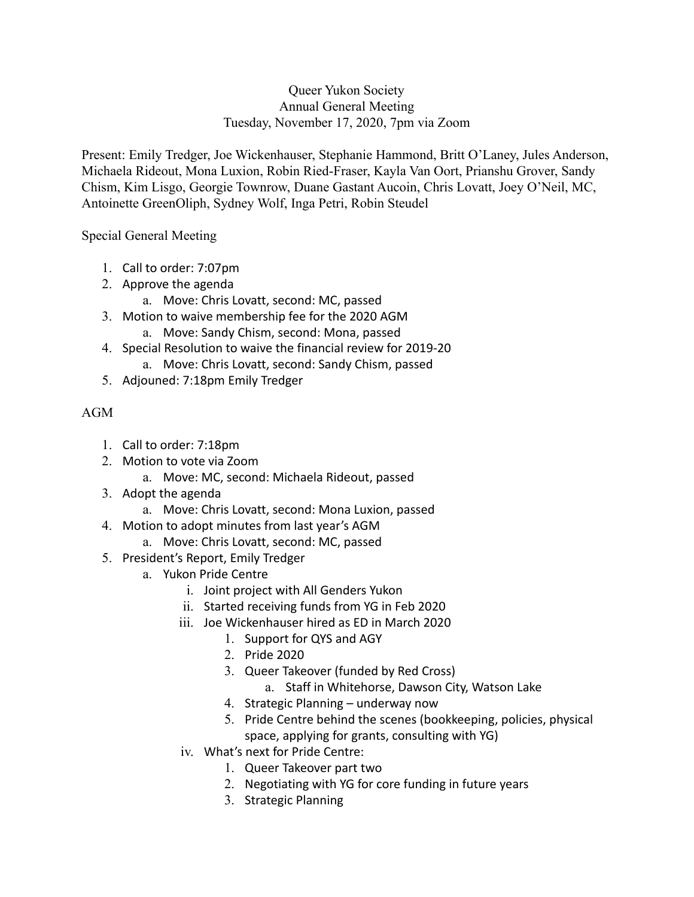Queer Yukon Society
Annual General Meeting
Tuesday, November 17, 2020, 7pm via Zoom

Present: Emily Tredger, Joe Wickenhauser, Stephanie Hammond, Britt O'Laney, Jules Anderson, Michaela Rideout, Mona Luxion, Robin Ried-Fraser, Kayla Van Oort, Prianshu Grover, Sandy Chism, Kim Lisgo, Georgie Townrow, Duane Gastant Aucoin, Chris Lovatt, Joey O'Neil, MC, Antoinette GreenOliph, Sydney Wolf, Inga Petri, Robin Steudel

Special General Meeting

1. Call to order: 7:07pm
2. Approve the agenda
    a. Move: Chris Lovatt, second: MC, passed
3. Motion to waive membership fee for the 2020 AGM
    a. Move: Sandy Chism, second: Mona, passed
4. Special Resolution to waive the financial review for 2019-20
    a. Move: Chris Lovatt, second: Sandy Chism, passed
5. Adjouned: 7:18pm Emily Tredger

AGM

1. Call to order: 7:18pm
2. Motion to vote via Zoom
    a. Move: MC, second: Michaela Rideout, passed
3. Adopt the agenda
    a. Move: Chris Lovatt, second: Mona Luxion, passed
4. Motion to adopt minutes from last year's AGM
    a. Move: Chris Lovatt, second: MC, passed
5. President's Report, Emily Tredger
    a. Yukon Pride Centre
        i. Joint project with All Genders Yukon
        ii. Started receiving funds from YG in Feb 2020
        iii. Joe Wickenhauser hired as ED in March 2020
            1. Support for QYS and AGY
            2. Pride 2020
            3. Queer Takeover (funded by Red Cross)
                a. Staff in Whitehorse, Dawson City, Watson Lake
            4. Strategic Planning – underway now
            5. Pride Centre behind the scenes (bookkeeping, policies, physical space, applying for grants, consulting with YG)
        iv. What's next for Pride Centre:
            1. Queer Takeover part two
            2. Negotiating with YG for core funding in future years
            3. Strategic Planning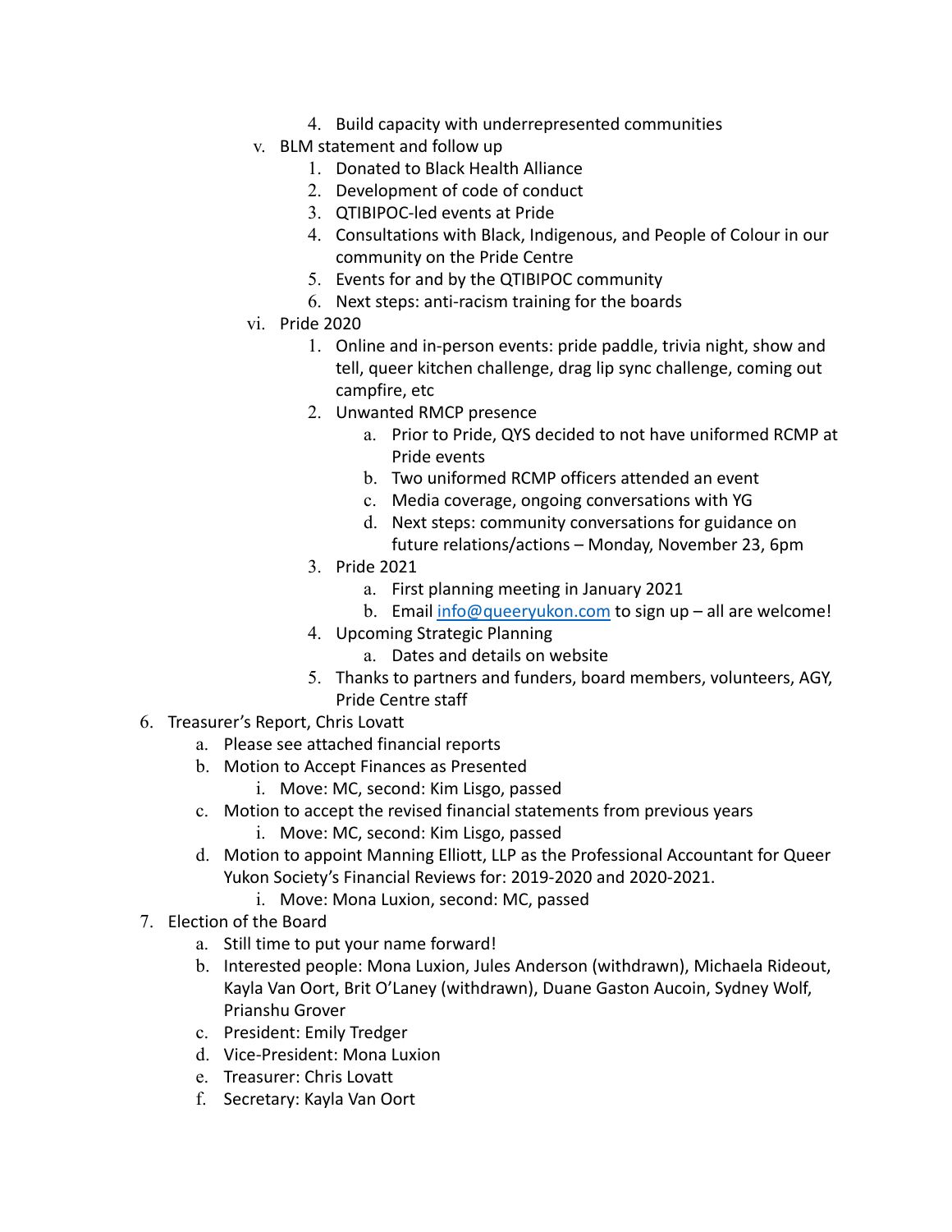4. Build capacity with underrepresented communities
        v. BLM statement and follow up
            1. Donated to Black Health Alliance
            2. Development of code of conduct
            3. QTIBIPOC-led events at Pride
            4. Consultations with Black, Indigenous, and People of Colour in our community on the Pride Centre
            5. Events for and by the QTIBIPOC community
            6. Next steps: anti-racism training for the boards
        vi. Pride 2020
            1. Online and in-person events: pride paddle, trivia night, show and tell, queer kitchen challenge, drag lip sync challenge, coming out campfire, etc
            2. Unwanted RMCP presence
                a. Prior to Pride, QYS decided to not have uniformed RCMP at Pride events
                b. Two uniformed RCMP officers attended an event
                c. Media coverage, ongoing conversations with YG
                d. Next steps: community conversations for guidance on future relations/actions – Monday, November 23, 6pm
            3. Pride 2021
                a. First planning meeting in January 2021
                b. Email info@queeryukon.com to sign up – all are welcome!
            4. Upcoming Strategic Planning
                a. Dates and details on website
            5. Thanks to partners and funders, board members, volunteers, AGY, Pride Centre staff

6. Treasurer's Report, Chris Lovatt
    a. Please see attached financial reports
    b. Motion to Accept Finances as Presented
        i. Move: MC, second: Kim Lisgo, passed
    c. Motion to accept the revised financial statements from previous years
        i. Move: MC, second: Kim Lisgo, passed
    d. Motion to appoint Manning Elliott, LLP as the Professional Accountant for Queer Yukon Society's Financial Reviews for: 2019-2020 and 2020-2021.
        i. Move: Mona Luxion, second: MC, passed
7. Election of the Board
    a. Still time to put your name forward!
    b. Interested people: Mona Luxion, Jules Anderson (withdrawn), Michaela Rideout, Kayla Van Oort, Brit O'Laney (withdrawn), Duane Gaston Aucoin, Sydney Wolf, Prianshu Grover
    c. President: Emily Tredger
    d. Vice-President: Mona Luxion
    e. Treasurer: Chris Lovatt
    f. Secretary: Kayla Van Oort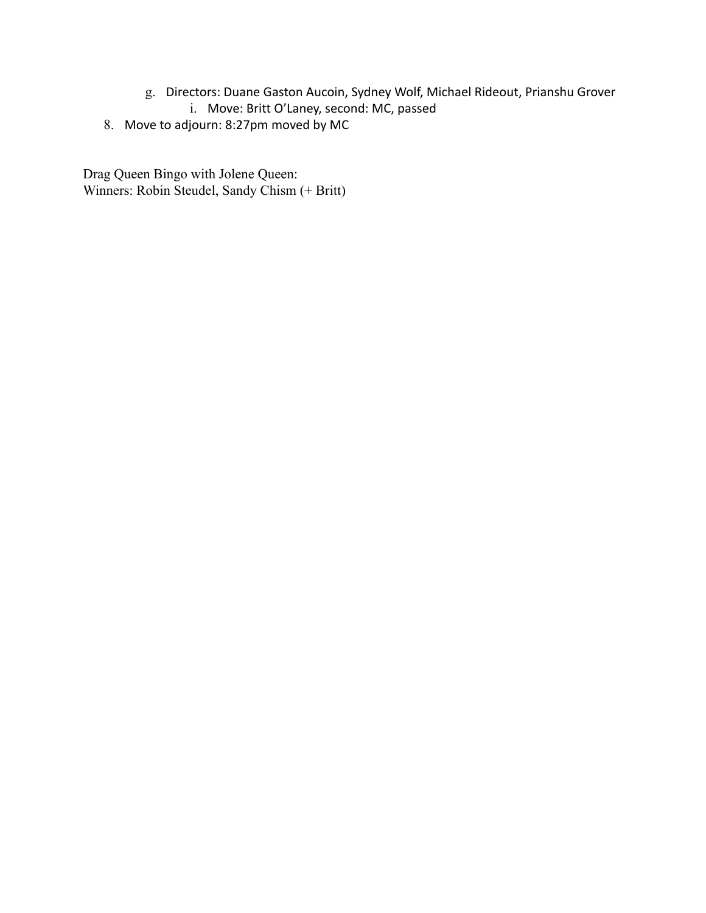g. Directors: Duane Gaston Aucoin, Sydney Wolf, Michael Rideout, Prianshu Grover
      i. Move: Britt O'Laney, second: MC, passed

8. Move to adjourn: 8:27pm moved by MC

Drag Queen Bingo with Jolene Queen:
Winners: Robin Steudel, Sandy Chism (+ Britt)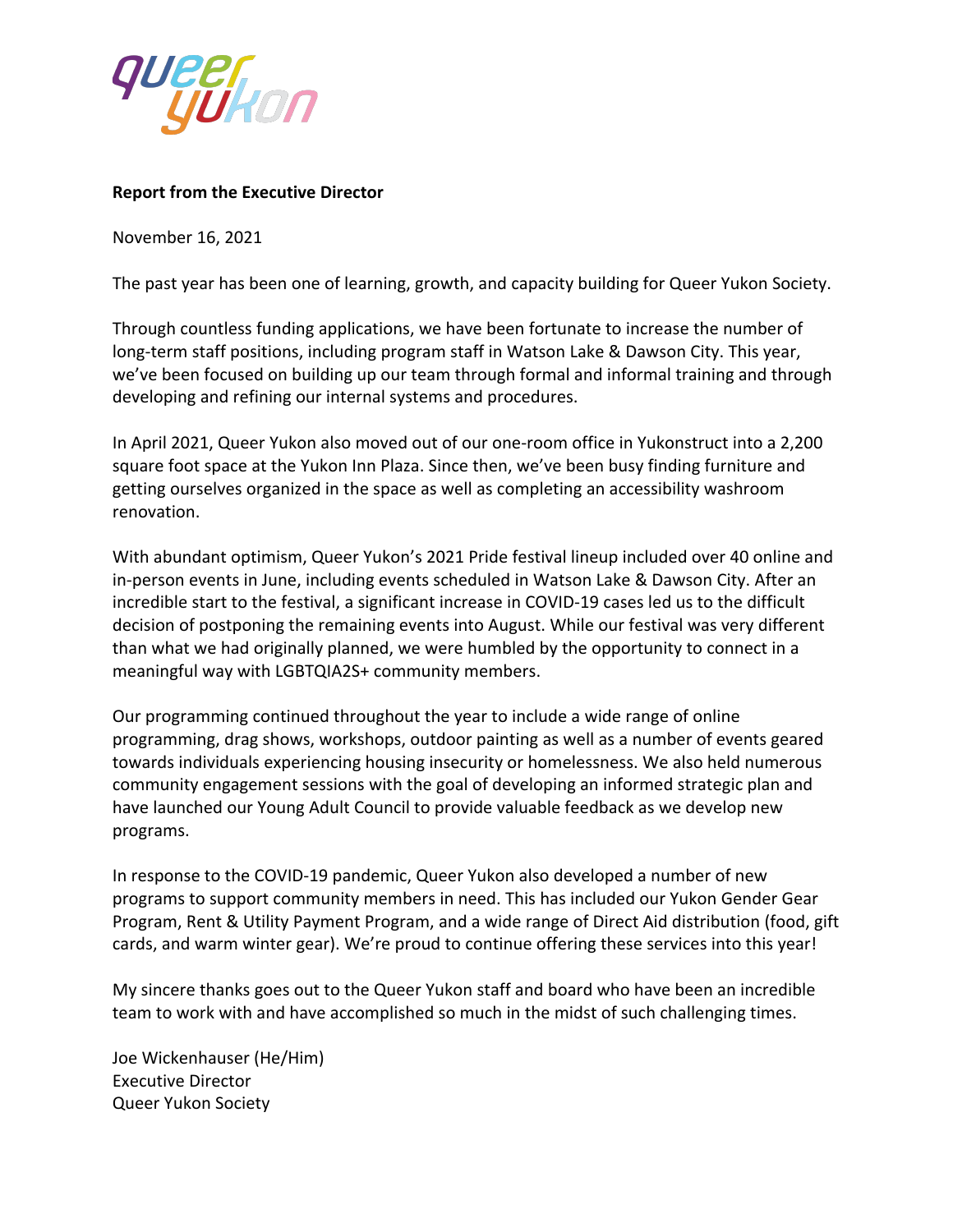**Report from the Executive Director**

November 16, 2021

The past year has been one of learning, growth, and capacity building for Queer Yukon Society.

Through countless funding applications, we have been fortunate to increase the number of long-term staff positions, including program staff in Watson Lake & Dawson City. This year, we've been focused on building up our team through formal and informal training and through developing and refining our internal systems and procedures.

In April 2021, Queer Yukon also moved out of our one-room office in Yukonstruct into a 2,200 square foot space at the Yukon Inn Plaza. Since then, we've been busy finding furniture and getting ourselves organized in the space as well as completing an accessibility washroom renovation.

With abundant optimism, Queer Yukon's 2021 Pride festival lineup included over 40 online and in-person events in June, including events scheduled in Watson Lake & Dawson City. After an incredible start to the festival, a significant increase in COVID-19 cases led us to the difficult decision of postponing the remaining events into August. While our festival was very different than what we had originally planned, we were humbled by the opportunity to connect in a meaningful way with LGBTQIA2S+ community members.

Our programming continued throughout the year to include a wide range of online programming, drag shows, workshops, outdoor painting as well as a number of events geared towards individuals experiencing housing insecurity or homelessness. We also held numerous community engagement sessions with the goal of developing an informed strategic plan and have launched our Young Adult Council to provide valuable feedback as we develop new programs.

In response to the COVID-19 pandemic, Queer Yukon also developed a number of new programs to support community members in need. This has included our Yukon Gender Gear Program, Rent & Utility Payment Program, and a wide range of Direct Aid distribution (food, gift cards, and warm winter gear). We're proud to continue offering these services into this year!

My sincere thanks goes out to the Queer Yukon staff and board who have been an incredible team to work with and have accomplished so much in the midst of such challenging times.

Joe Wickenhauser (He/Him)  
Executive Director  
Queer Yukon Society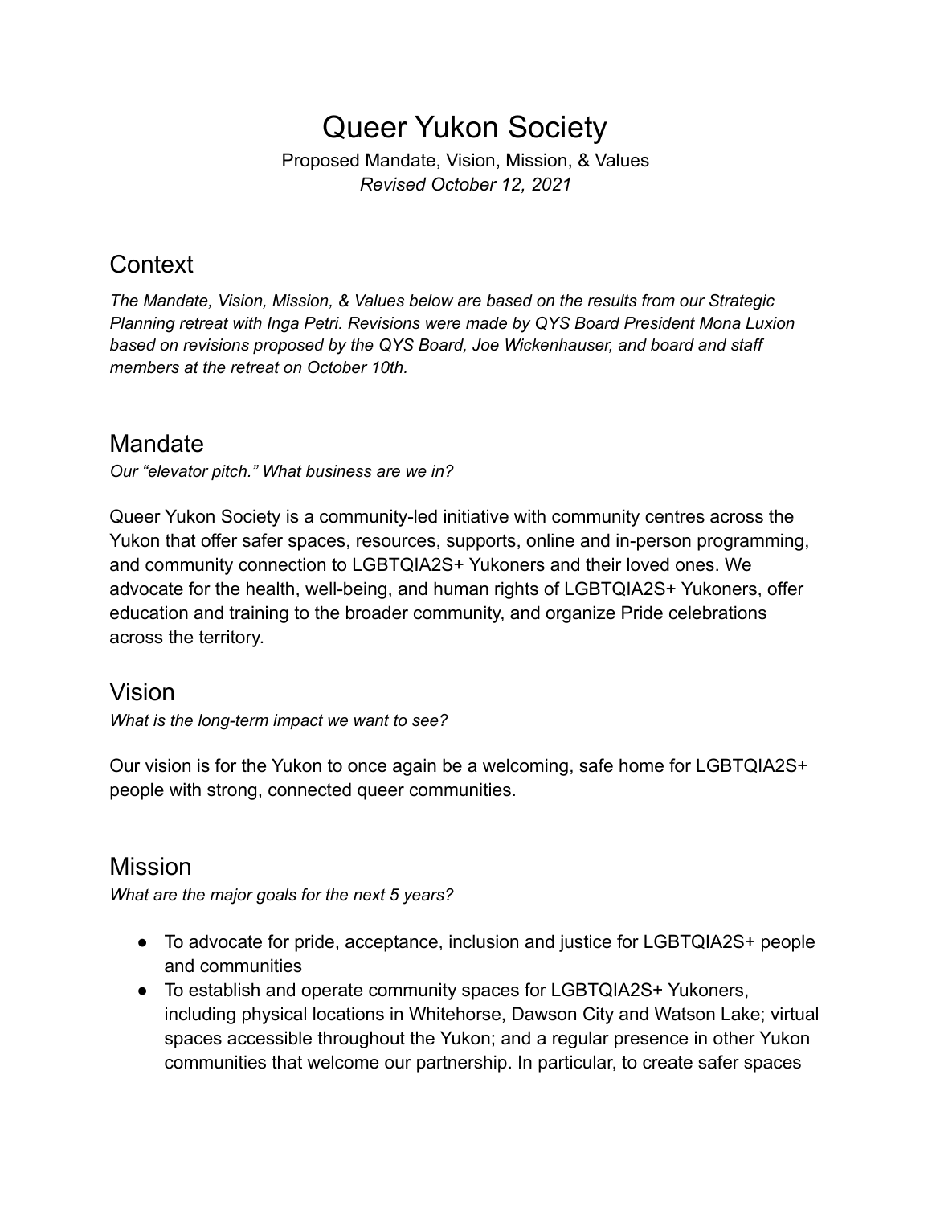# Queer Yukon Society

Proposed Mandate, Vision, Mission, & Values

*Revised October 12, 2021*

## Context

*The Mandate, Vision, Mission, & Values below are based on the results from our Strategic Planning retreat with Inga Petri. Revisions were made by QYS Board President Mona Luxion based on revisions proposed by the QYS Board, Joe Wickenhauser, and board and staff members at the retreat on October 10th.*

## Mandate

*Our "elevator pitch." What business are we in?*

Queer Yukon Society is a community-led initiative with community centres across the Yukon that offer safer spaces, resources, supports, online and in-person programming, and community connection to LGBTQIA2S+ Yukoners and their loved ones. We advocate for the health, well-being, and human rights of LGBTQIA2S+ Yukoners, offer education and training to the broader community, and organize Pride celebrations across the territory.

## Vision

*What is the long-term impact we want to see?*

Our vision is for the Yukon to once again be a welcoming, safe home for LGBTQIA2S+ people with strong, connected queer communities.

## Mission

*What are the major goals for the next 5 years?*

- To advocate for pride, acceptance, inclusion and justice for LGBTQIA2S+ people and communities
- To establish and operate community spaces for LGBTQIA2S+ Yukoners, including physical locations in Whitehorse, Dawson City and Watson Lake; virtual spaces accessible throughout the Yukon; and a regular presence in other Yukon communities that welcome our partnership. In particular, to create safer spaces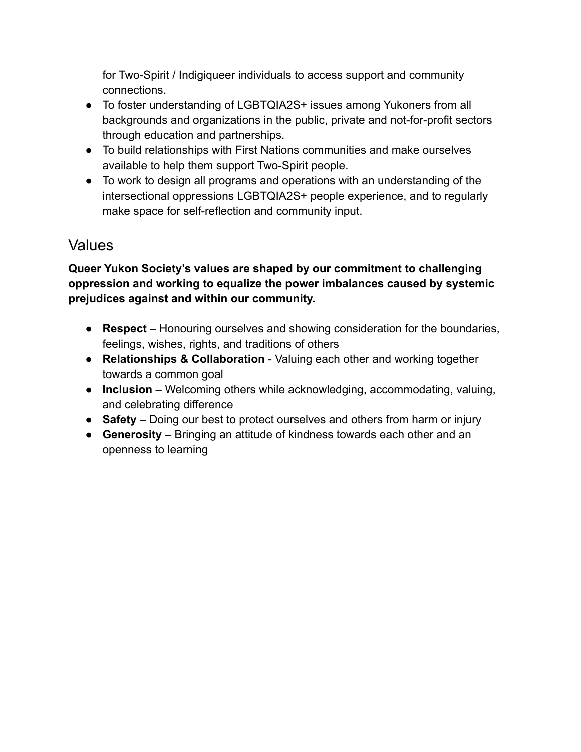for Two-Spirit / Indigiqueer individuals to access support and community connections.

- To foster understanding of LGBTQIA2S+ issues among Yukoners from all backgrounds and organizations in the public, private and not-for-profit sectors through education and partnerships.
- To build relationships with First Nations communities and make ourselves available to help them support Two-Spirit people.
- To work to design all programs and operations with an understanding of the intersectional oppressions LGBTQIA2S+ people experience, and to regularly make space for self-reflection and community input.

## Values

**Queer Yukon Society's values are shaped by our commitment to challenging oppression and working to equalize the power imbalances caused by systemic prejudices against and within our community.**

- **Respect** – Honouring ourselves and showing consideration for the boundaries, feelings, wishes, rights, and traditions of others
- **Relationships & Collaboration** - Valuing each other and working together towards a common goal
- **Inclusion** – Welcoming others while acknowledging, accommodating, valuing, and celebrating difference
- **Safety** – Doing our best to protect ourselves and others from harm or injury
- **Generosity** – Bringing an attitude of kindness towards each other and an openness to learning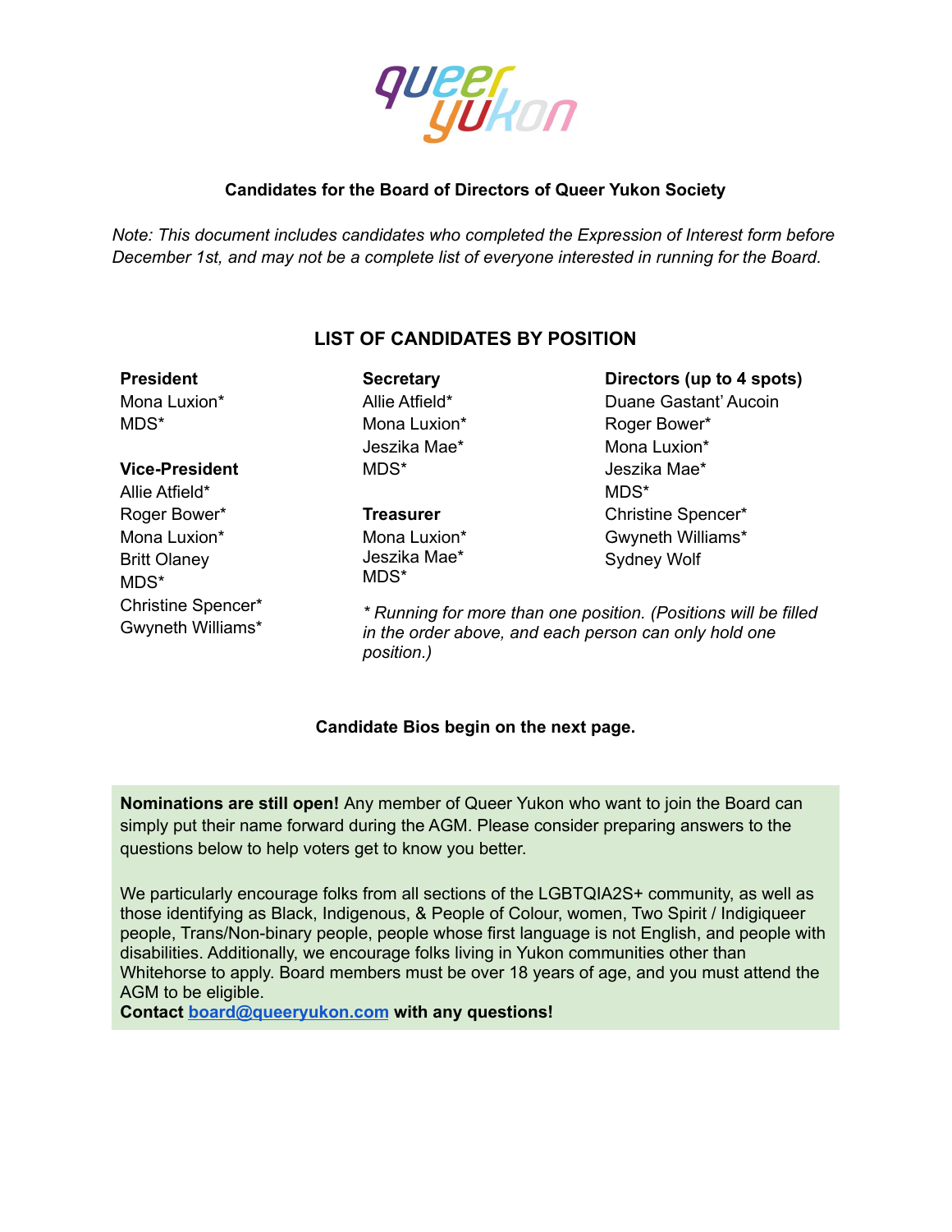**Candidates for the Board of Directors of Queer Yukon Society**

*Note: This document includes candidates who completed the Expression of Interest form before December 1st, and may not be a complete list of everyone interested in running for the Board.*

## LIST OF CANDIDATES BY POSITION

**President**
Mona Luxion*
MDS*

**Vice-President**
Allie Atfield*
Roger Bower*
Mona Luxion*
Britt Olaney
MDS*
Christine Spencer*
Gwyneth Williams*

**Secretary**
Allie Atfield*
Mona Luxion*
Jeszika Mae*
MDS*

**Treasurer**
Mona Luxion*
Jeszika Mae*
MDS*

**Directors (up to 4 spots)**
Duane Gastant' Aucoin
Roger Bower*
Mona Luxion*
Jeszika Mae*
MDS*
Christine Spencer*
Gwyneth Williams*
Sydney Wolf

*\* Running for more than one position. (Positions will be filled in the order above, and each person can only hold one position.)*

**Candidate Bios begin on the next page.**

**Nominations are still open!** Any member of Queer Yukon who want to join the Board can simply put their name forward during the AGM. Please consider preparing answers to the questions below to help voters get to know you better.

We particularly encourage folks from all sections of the LGBTQIA2S+ community, as well as those identifying as Black, Indigenous, & People of Colour, women, Two Spirit / Indigiqueer people, Trans/Non-binary people, people whose first language is not English, and people with disabilities. Additionally, we encourage folks living in Yukon communities other than Whitehorse to apply. Board members must be over 18 years of age, and you must attend the AGM to be eligible.
**Contact board@queeryukon.com with any questions!**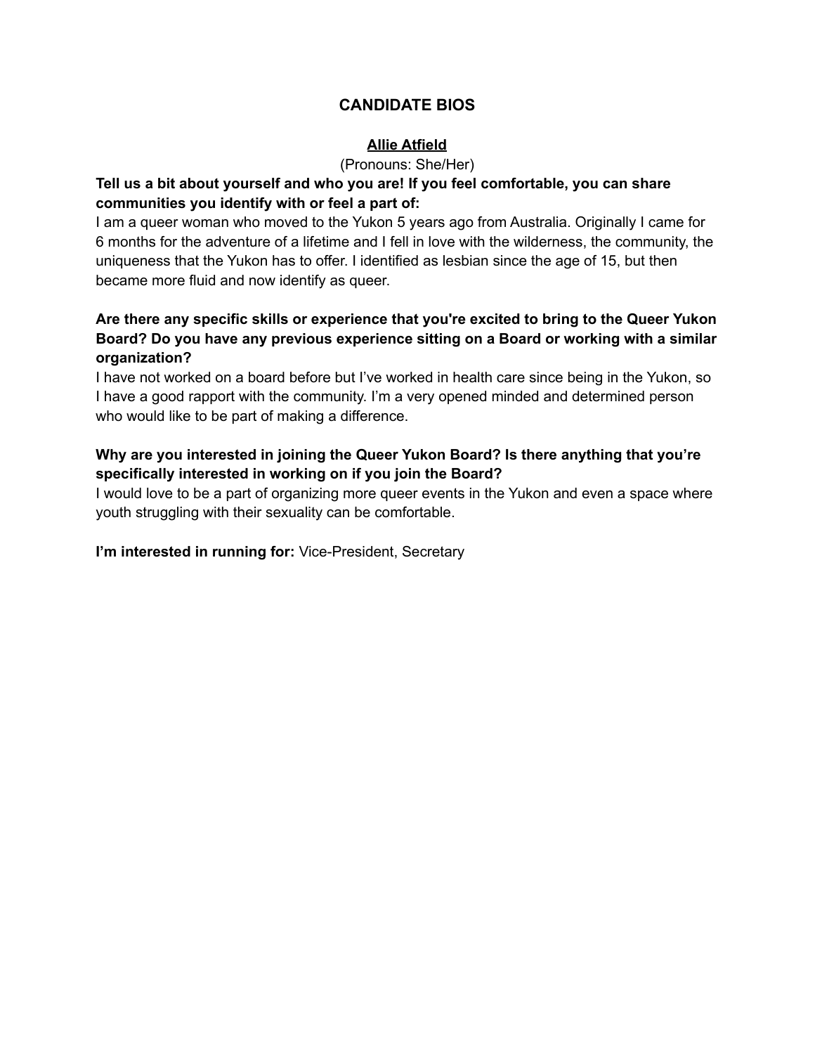# CANDIDATE BIOS

## Allie Atfield

(Pronouns: She/Her)

**Tell us a bit about yourself and who you are! If you feel comfortable, you can share communities you identify with or feel a part of:**

I am a queer woman who moved to the Yukon 5 years ago from Australia. Originally I came for 6 months for the adventure of a lifetime and I fell in love with the wilderness, the community, the uniqueness that the Yukon has to offer. I identified as lesbian since the age of 15, but then became more fluid and now identify as queer.

**Are there any specific skills or experience that you're excited to bring to the Queer Yukon Board? Do you have any previous experience sitting on a Board or working with a similar organization?**

I have not worked on a board before but I've worked in health care since being in the Yukon, so I have a good rapport with the community. I'm a very opened minded and determined person who would like to be part of making a difference.

**Why are you interested in joining the Queer Yukon Board? Is there anything that you're specifically interested in working on if you join the Board?**

I would love to be a part of organizing more queer events in the Yukon and even a space where youth struggling with their sexuality can be comfortable.

**I'm interested in running for:** Vice-President, Secretary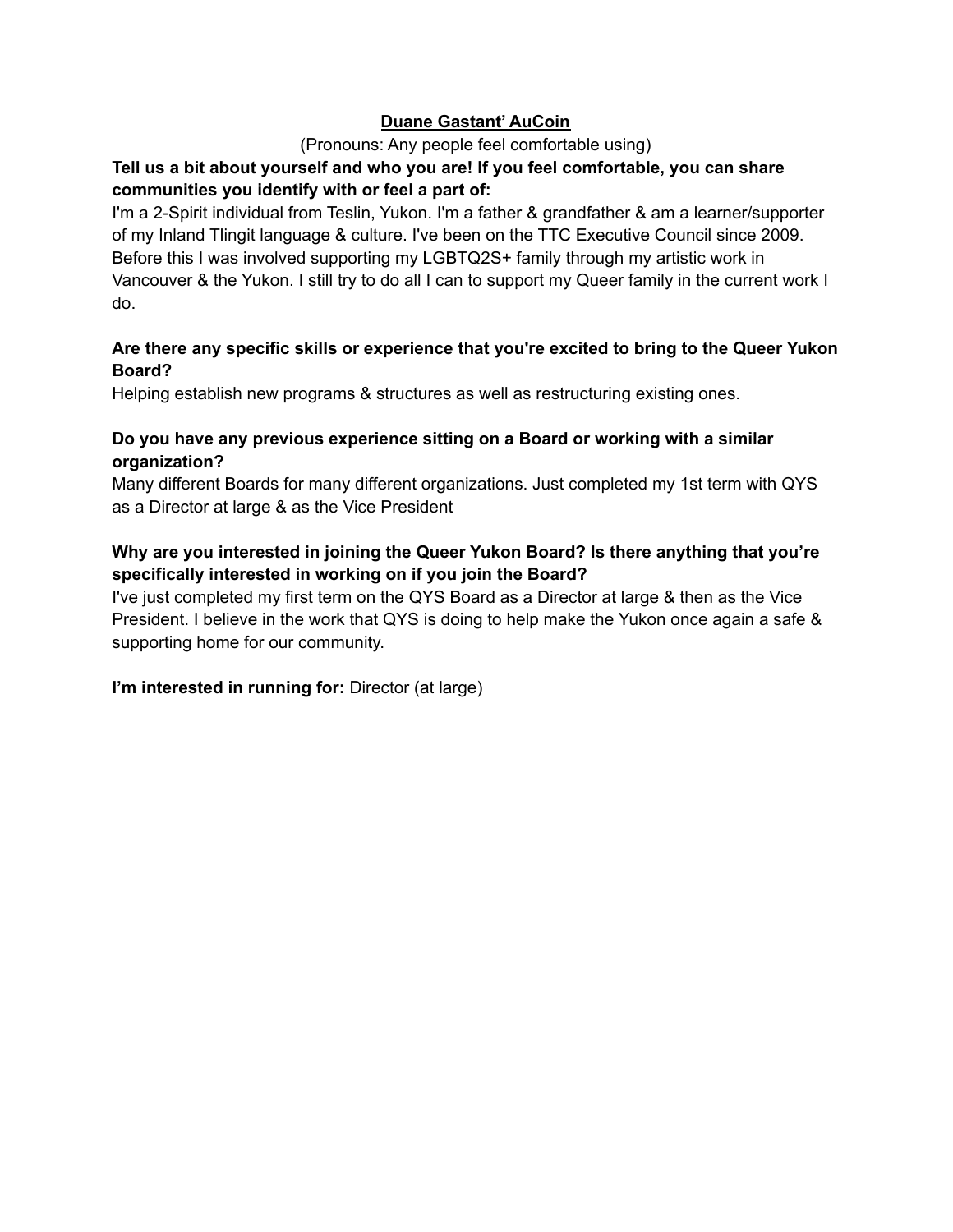## Duane Gastant' AuCoin

(Pronouns: Any people feel comfortable using)

**Tell us a bit about yourself and who you are! If you feel comfortable, you can share communities you identify with or feel a part of:**

I'm a 2-Spirit individual from Teslin, Yukon. I'm a father & grandfather & am a learner/supporter of my Inland Tlingit language & culture. I've been on the TTC Executive Council since 2009. Before this I was involved supporting my LGBTQ2S+ family through my artistic work in Vancouver & the Yukon. I still try to do all I can to support my Queer family in the current work I do.

**Are there any specific skills or experience that you're excited to bring to the Queer Yukon Board?**

Helping establish new programs & structures as well as restructuring existing ones.

**Do you have any previous experience sitting on a Board or working with a similar organization?**

Many different Boards for many different organizations. Just completed my 1st term with QYS as a Director at large & as the Vice President

**Why are you interested in joining the Queer Yukon Board? Is there anything that you're specifically interested in working on if you join the Board?**

I've just completed my first term on the QYS Board as a Director at large & then as the Vice President. I believe in the work that QYS is doing to help make the Yukon once again a safe & supporting home for our community.

**I'm interested in running for:** Director (at large)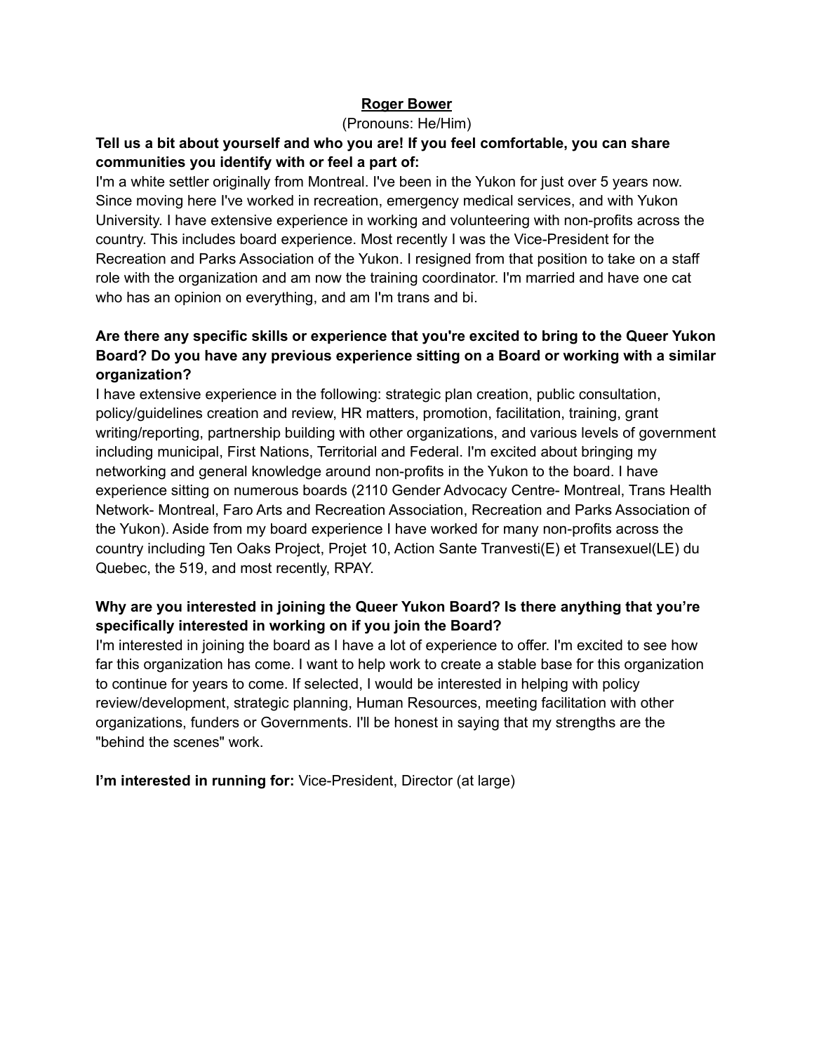**Roger Bower**

(Pronouns: He/Him)

**Tell us a bit about yourself and who you are! If you feel comfortable, you can share communities you identify with or feel a part of:**

I'm a white settler originally from Montreal. I've been in the Yukon for just over 5 years now. Since moving here I've worked in recreation, emergency medical services, and with Yukon University. I have extensive experience in working and volunteering with non-profits across the country. This includes board experience. Most recently I was the Vice-President for the Recreation and Parks Association of the Yukon. I resigned from that position to take on a staff role with the organization and am now the training coordinator. I'm married and have one cat who has an opinion on everything, and am I'm trans and bi.

**Are there any specific skills or experience that you're excited to bring to the Queer Yukon Board? Do you have any previous experience sitting on a Board or working with a similar organization?**

I have extensive experience in the following: strategic plan creation, public consultation, policy/guidelines creation and review, HR matters, promotion, facilitation, training, grant writing/reporting, partnership building with other organizations, and various levels of government including municipal, First Nations, Territorial and Federal. I'm excited about bringing my networking and general knowledge around non-profits in the Yukon to the board. I have experience sitting on numerous boards (2110 Gender Advocacy Centre- Montreal, Trans Health Network- Montreal, Faro Arts and Recreation Association, Recreation and Parks Association of the Yukon). Aside from my board experience I have worked for many non-profits across the country including Ten Oaks Project, Projet 10, Action Sante Tranvesti(E) et Transexuel(LE) du Quebec, the 519, and most recently, RPAY.

**Why are you interested in joining the Queer Yukon Board? Is there anything that you're specifically interested in working on if you join the Board?**

I'm interested in joining the board as I have a lot of experience to offer. I'm excited to see how far this organization has come. I want to help work to create a stable base for this organization to continue for years to come. If selected, I would be interested in helping with policy review/development, strategic planning, Human Resources, meeting facilitation with other organizations, funders or Governments. I'll be honest in saying that my strengths are the "behind the scenes" work.

**I'm interested in running for:** Vice-President, Director (at large)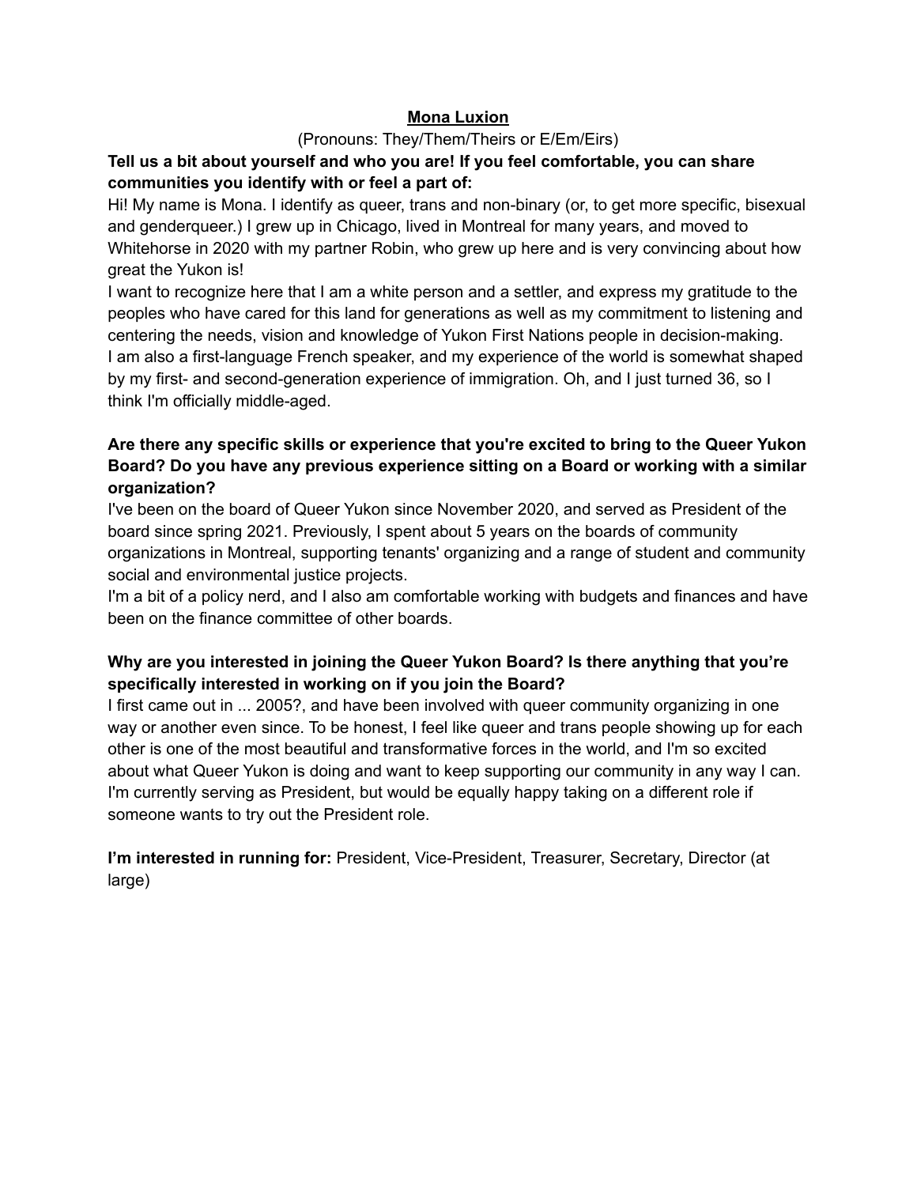<u>**Mona Luxion**</u>

(Pronouns: They/Them/Theirs or E/Em/Eirs)

**Tell us a bit about yourself and who you are! If you feel comfortable, you can share communities you identify with or feel a part of:**

Hi! My name is Mona. I identify as queer, trans and non-binary (or, to get more specific, bisexual and genderqueer.) I grew up in Chicago, lived in Montreal for many years, and moved to Whitehorse in 2020 with my partner Robin, who grew up here and is very convincing about how great the Yukon is!

I want to recognize here that I am a white person and a settler, and express my gratitude to the peoples who have cared for this land for generations as well as my commitment to listening and centering the needs, vision and knowledge of Yukon First Nations people in decision-making.

I am also a first-language French speaker, and my experience of the world is somewhat shaped by my first- and second-generation experience of immigration. Oh, and I just turned 36, so I think I'm officially middle-aged.

**Are there any specific skills or experience that you're excited to bring to the Queer Yukon Board? Do you have any previous experience sitting on a Board or working with a similar organization?**

I've been on the board of Queer Yukon since November 2020, and served as President of the board since spring 2021. Previously, I spent about 5 years on the boards of community organizations in Montreal, supporting tenants' organizing and a range of student and community social and environmental justice projects.

I'm a bit of a policy nerd, and I also am comfortable working with budgets and finances and have been on the finance committee of other boards.

**Why are you interested in joining the Queer Yukon Board? Is there anything that you're specifically interested in working on if you join the Board?**

I first came out in ... 2005?, and have been involved with queer community organizing in one way or another even since. To be honest, I feel like queer and trans people showing up for each other is one of the most beautiful and transformative forces in the world, and I'm so excited about what Queer Yukon is doing and want to keep supporting our community in any way I can. I'm currently serving as President, but would be equally happy taking on a different role if someone wants to try out the President role.

**I'm interested in running for:** President, Vice-President, Treasurer, Secretary, Director (at large)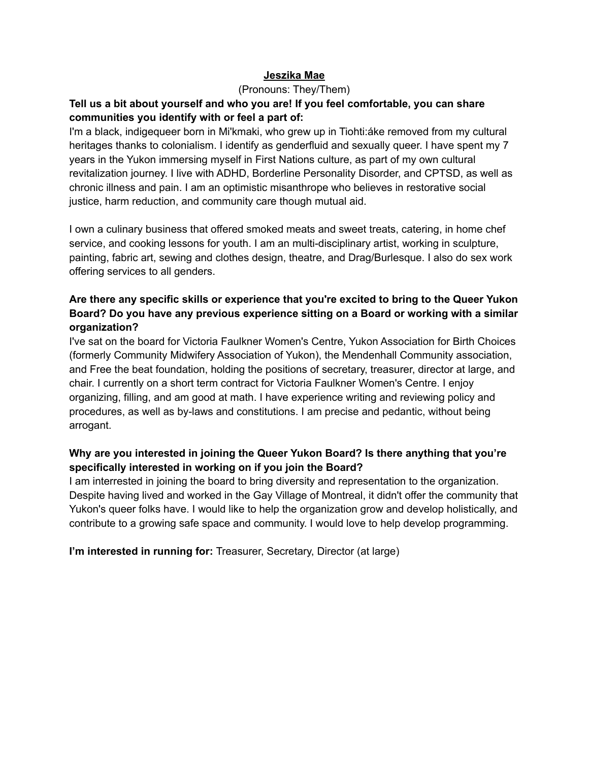**<u>Jeszika Mae</u>**

(Pronouns: They/Them)

**Tell us a bit about yourself and who you are! If you feel comfortable, you can share communities you identify with or feel a part of:**

I'm a black, indigequeer born in Mi'kmaki, who grew up in Tiohti:áke removed from my cultural heritages thanks to colonialism. I identify as genderfluid and sexually queer. I have spent my 7 years in the Yukon immersing myself in First Nations culture, as part of my own cultural revitalization journey. I live with ADHD, Borderline Personality Disorder, and CPTSD, as well as chronic illness and pain. I am an optimistic misanthrope who believes in restorative social justice, harm reduction, and community care though mutual aid.

I own a culinary business that offered smoked meats and sweet treats, catering, in home chef service, and cooking lessons for youth. I am an multi-disciplinary artist, working in sculpture, painting, fabric art, sewing and clothes design, theatre, and Drag/Burlesque. I also do sex work offering services to all genders.

**Are there any specific skills or experience that you're excited to bring to the Queer Yukon Board? Do you have any previous experience sitting on a Board or working with a similar organization?**

I've sat on the board for Victoria Faulkner Women's Centre, Yukon Association for Birth Choices (formerly Community Midwifery Association of Yukon), the Mendenhall Community association, and Free the beat foundation, holding the positions of secretary, treasurer, director at large, and chair. I currently on a short term contract for Victoria Faulkner Women's Centre. I enjoy organizing, filling, and am good at math. I have experience writing and reviewing policy and procedures, as well as by-laws and constitutions. I am precise and pedantic, without being arrogant.

**Why are you interested in joining the Queer Yukon Board? Is there anything that you're specifically interested in working on if you join the Board?**

I am interrested in joining the board to bring diversity and representation to the organization. Despite having lived and worked in the Gay Village of Montreal, it didn't offer the community that Yukon's queer folks have. I would like to help the organization grow and develop holistically, and contribute to a growing safe space and community. I would love to help develop programming.

**I'm interested in running for:** Treasurer, Secretary, Director (at large)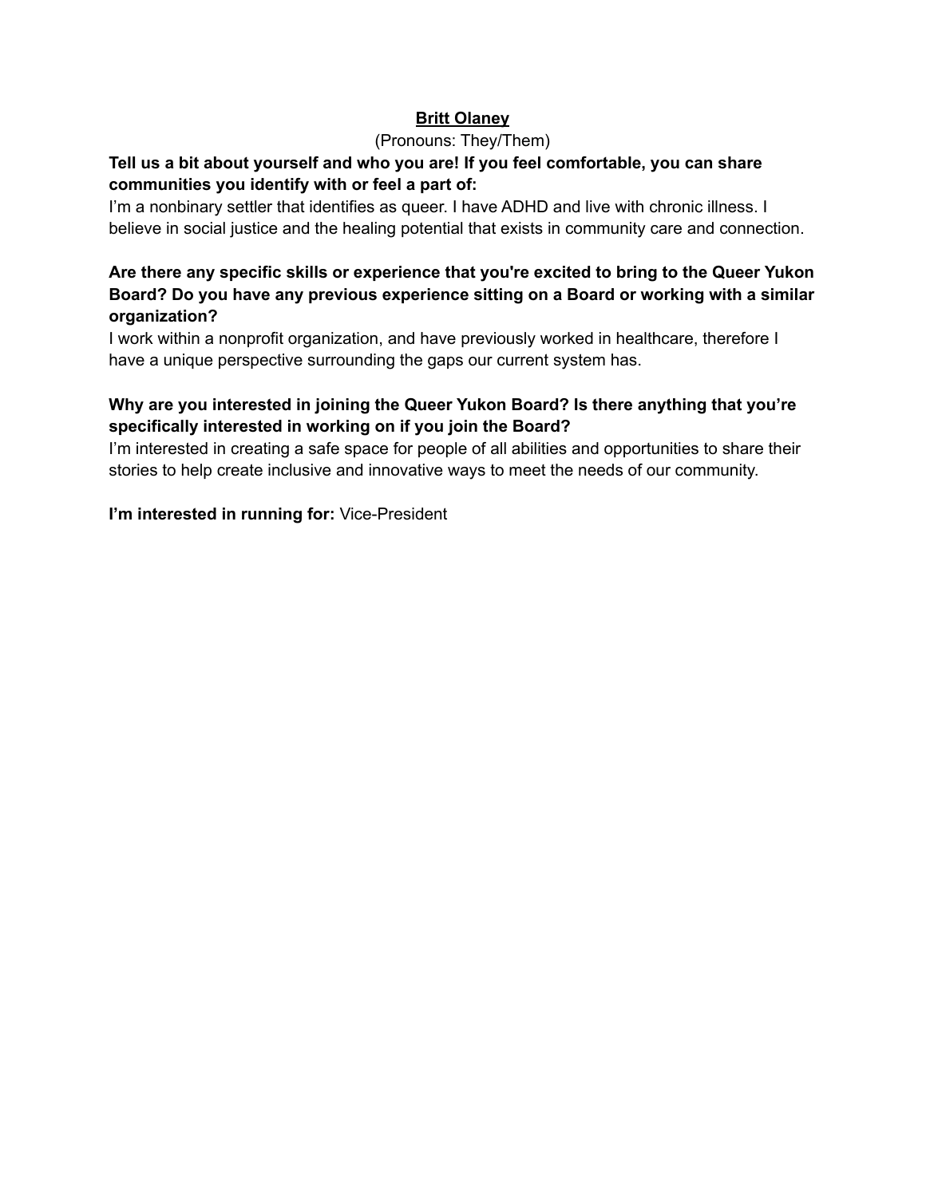## Britt Olaney

(Pronouns: They/Them)

**Tell us a bit about yourself and who you are! If you feel comfortable, you can share communities you identify with or feel a part of:**

I'm a nonbinary settler that identifies as queer. I have ADHD and live with chronic illness. I believe in social justice and the healing potential that exists in community care and connection.

**Are there any specific skills or experience that you're excited to bring to the Queer Yukon Board? Do you have any previous experience sitting on a Board or working with a similar organization?**

I work within a nonprofit organization, and have previously worked in healthcare, therefore I have a unique perspective surrounding the gaps our current system has.

**Why are you interested in joining the Queer Yukon Board? Is there anything that you're specifically interested in working on if you join the Board?**

I'm interested in creating a safe space for people of all abilities and opportunities to share their stories to help create inclusive and innovative ways to meet the needs of our community.

**I'm interested in running for:** Vice-President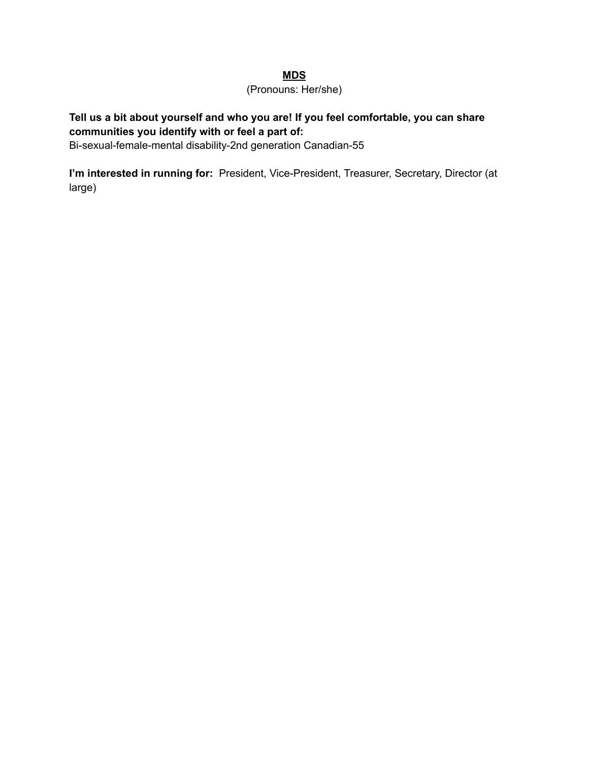**<u>MDS</u>**

(Pronouns: Her/she)

**Tell us a bit about yourself and who you are! If you feel comfortable, you can share communities you identify with or feel a part of:**
Bi-sexual-female-mental disability-2nd generation Canadian-55

**I'm interested in running for:** President, Vice-President, Treasurer, Secretary, Director (at large)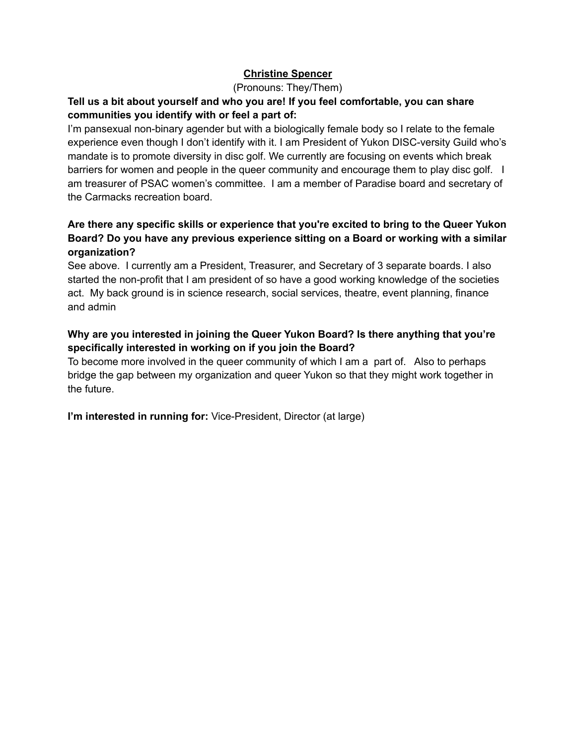## **<u>Christine Spencer</u>**

(Pronouns: They/Them)

**Tell us a bit about yourself and who you are! If you feel comfortable, you can share communities you identify with or feel a part of:**

I'm pansexual non-binary agender but with a biologically female body so I relate to the female experience even though I don't identify with it. I am President of Yukon DISC-versity Guild who's mandate is to promote diversity in disc golf. We currently are focusing on events which break barriers for women and people in the queer community and encourage them to play disc golf. I am treasurer of PSAC women's committee. I am a member of Paradise board and secretary of the Carmacks recreation board.

**Are there any specific skills or experience that you're excited to bring to the Queer Yukon Board? Do you have any previous experience sitting on a Board or working with a similar organization?**

See above. I currently am a President, Treasurer, and Secretary of 3 separate boards. I also started the non-profit that I am president of so have a good working knowledge of the societies act. My back ground is in science research, social services, theatre, event planning, finance and admin

**Why are you interested in joining the Queer Yukon Board? Is there anything that you're specifically interested in working on if you join the Board?**

To become more involved in the queer community of which I am a part of. Also to perhaps bridge the gap between my organization and queer Yukon so that they might work together in the future.

**I'm interested in running for:** Vice-President, Director (at large)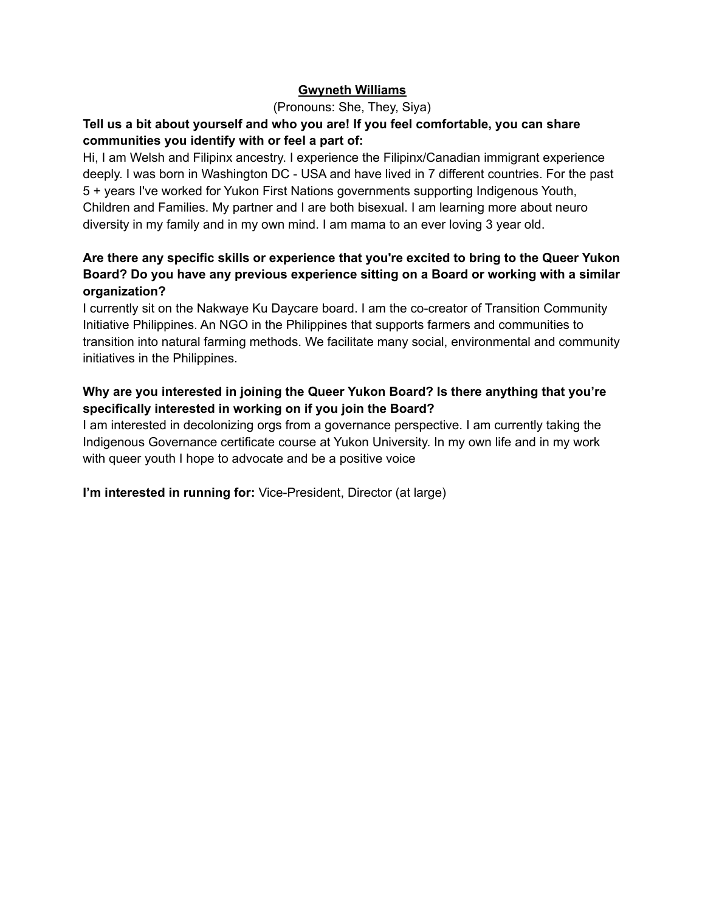## Gwyneth Williams

(Pronouns: She, They, Siya)

**Tell us a bit about yourself and who you are! If you feel comfortable, you can share communities you identify with or feel a part of:**

Hi, I am Welsh and Filipinx ancestry. I experience the Filipinx/Canadian immigrant experience deeply. I was born in Washington DC - USA and have lived in 7 different countries. For the past 5 + years I've worked for Yukon First Nations governments supporting Indigenous Youth, Children and Families. My partner and I are both bisexual. I am learning more about neuro diversity in my family and in my own mind. I am mama to an ever loving 3 year old.

**Are there any specific skills or experience that you're excited to bring to the Queer Yukon Board? Do you have any previous experience sitting on a Board or working with a similar organization?**

I currently sit on the Nakwaye Ku Daycare board. I am the co-creator of Transition Community Initiative Philippines. An NGO in the Philippines that supports farmers and communities to transition into natural farming methods. We facilitate many social, environmental and community initiatives in the Philippines.

**Why are you interested in joining the Queer Yukon Board? Is there anything that you're specifically interested in working on if you join the Board?**

I am interested in decolonizing orgs from a governance perspective. I am currently taking the Indigenous Governance certificate course at Yukon University. In my own life and in my work with queer youth I hope to advocate and be a positive voice

**I'm interested in running for:** Vice-President, Director (at large)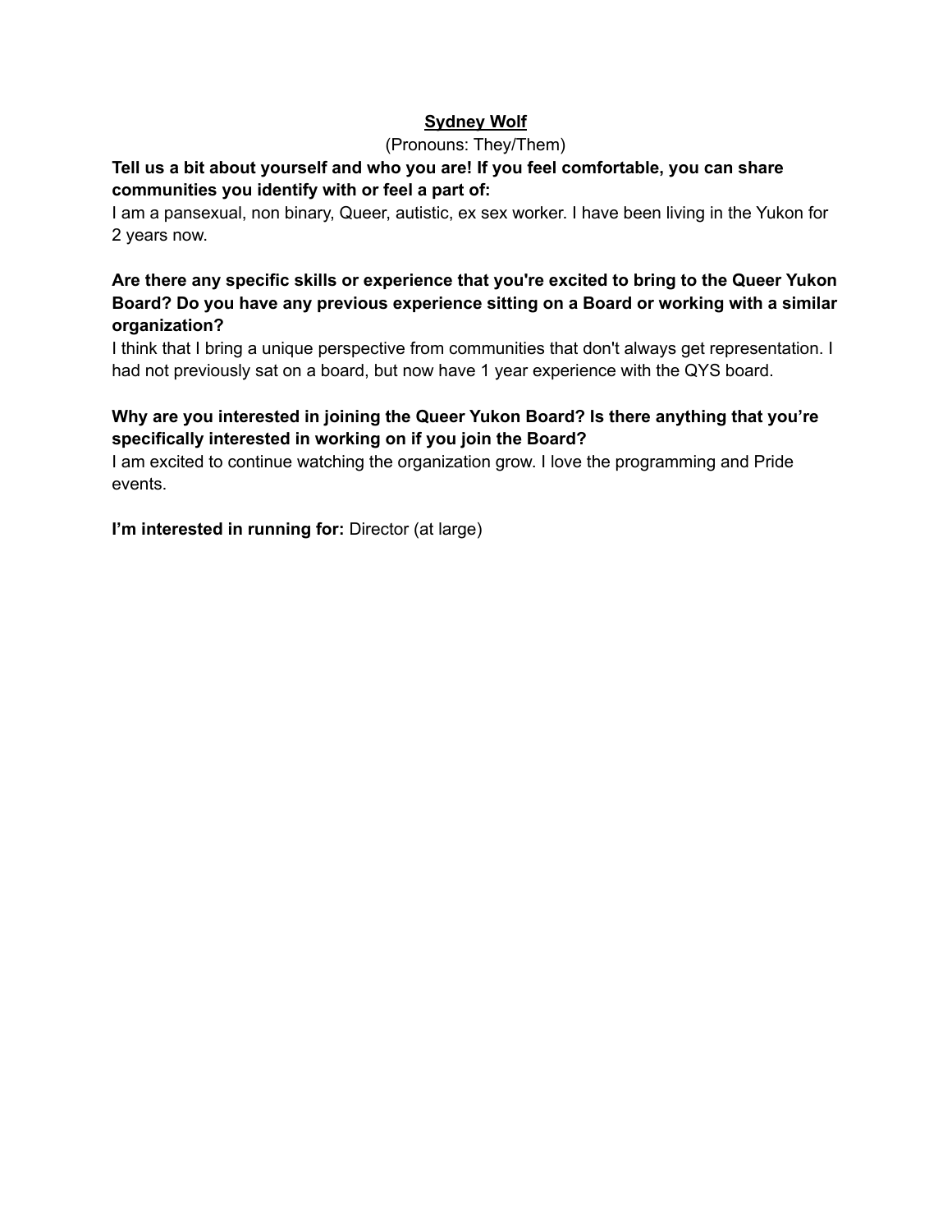## Sydney Wolf

(Pronouns: They/Them)

**Tell us a bit about yourself and who you are! If you feel comfortable, you can share communities you identify with or feel a part of:**

I am a pansexual, non binary, Queer, autistic, ex sex worker. I have been living in the Yukon for 2 years now.

**Are there any specific skills or experience that you're excited to bring to the Queer Yukon Board? Do you have any previous experience sitting on a Board or working with a similar organization?**

I think that I bring a unique perspective from communities that don't always get representation. I had not previously sat on a board, but now have 1 year experience with the QYS board.

**Why are you interested in joining the Queer Yukon Board? Is there anything that you're specifically interested in working on if you join the Board?**

I am excited to continue watching the organization grow. I love the programming and Pride events.

**I'm interested in running for:** Director (at large)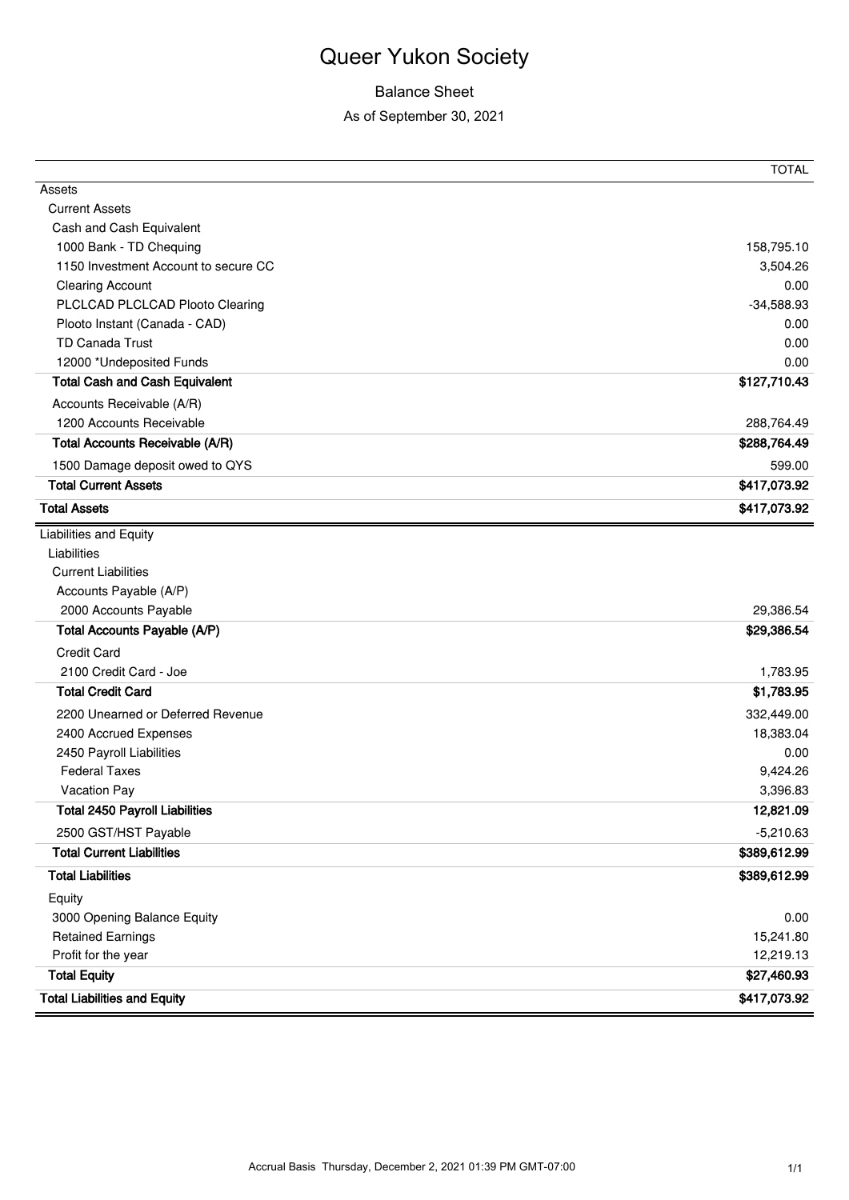# Queer Yukon Society

## Balance Sheet

As of September 30, 2021

| | TOTAL |
|---|---|
| Assets | |
| Current Assets | |
| Cash and Cash Equivalent | |
| 1000 Bank - TD Chequing | 158,795.10 |
| 1150 Investment Account to secure CC | 3,504.26 |
| Clearing Account | 0.00 |
| PLCLCAD PLCLCAD Plooto Clearing | -34,588.93 |
| Plooto Instant (Canada - CAD) | 0.00 |
| TD Canada Trust | 0.00 |
| 12000 *Undeposited Funds | 0.00 |
| **Total Cash and Cash Equivalent** | **$127,710.43** |
| Accounts Receivable (A/R) | |
| 1200 Accounts Receivable | 288,764.49 |
| **Total Accounts Receivable (A/R)** | **$288,764.49** |
| 1500 Damage deposit owed to QYS | 599.00 |
| **Total Current Assets** | **$417,073.92** |
| **Total Assets** | **$417,073.92** |
| Liabilities and Equity | |
| Liabilities | |
| Current Liabilities | |
| Accounts Payable (A/P) | |
| 2000 Accounts Payable | 29,386.54 |
| **Total Accounts Payable (A/P)** | **$29,386.54** |
| Credit Card | |
| 2100 Credit Card - Joe | 1,783.95 |
| **Total Credit Card** | **$1,783.95** |
| 2200 Unearned or Deferred Revenue | 332,449.00 |
| 2400 Accrued Expenses | 18,383.04 |
| 2450 Payroll Liabilities | 0.00 |
| Federal Taxes | 9,424.26 |
| Vacation Pay | 3,396.83 |
| **Total 2450 Payroll Liabilities** | **12,821.09** |
| 2500 GST/HST Payable | -5,210.63 |
| **Total Current Liabilities** | **$389,612.99** |
| **Total Liabilities** | **$389,612.99** |
| Equity | |
| 3000 Opening Balance Equity | 0.00 |
| Retained Earnings | 15,241.80 |
| Profit for the year | 12,219.13 |
| **Total Equity** | **$27,460.93** |
| **Total Liabilities and Equity** | **$417,073.92** |

Accrual Basis Thursday, December 2, 2021 01:39 PM GMT-07:00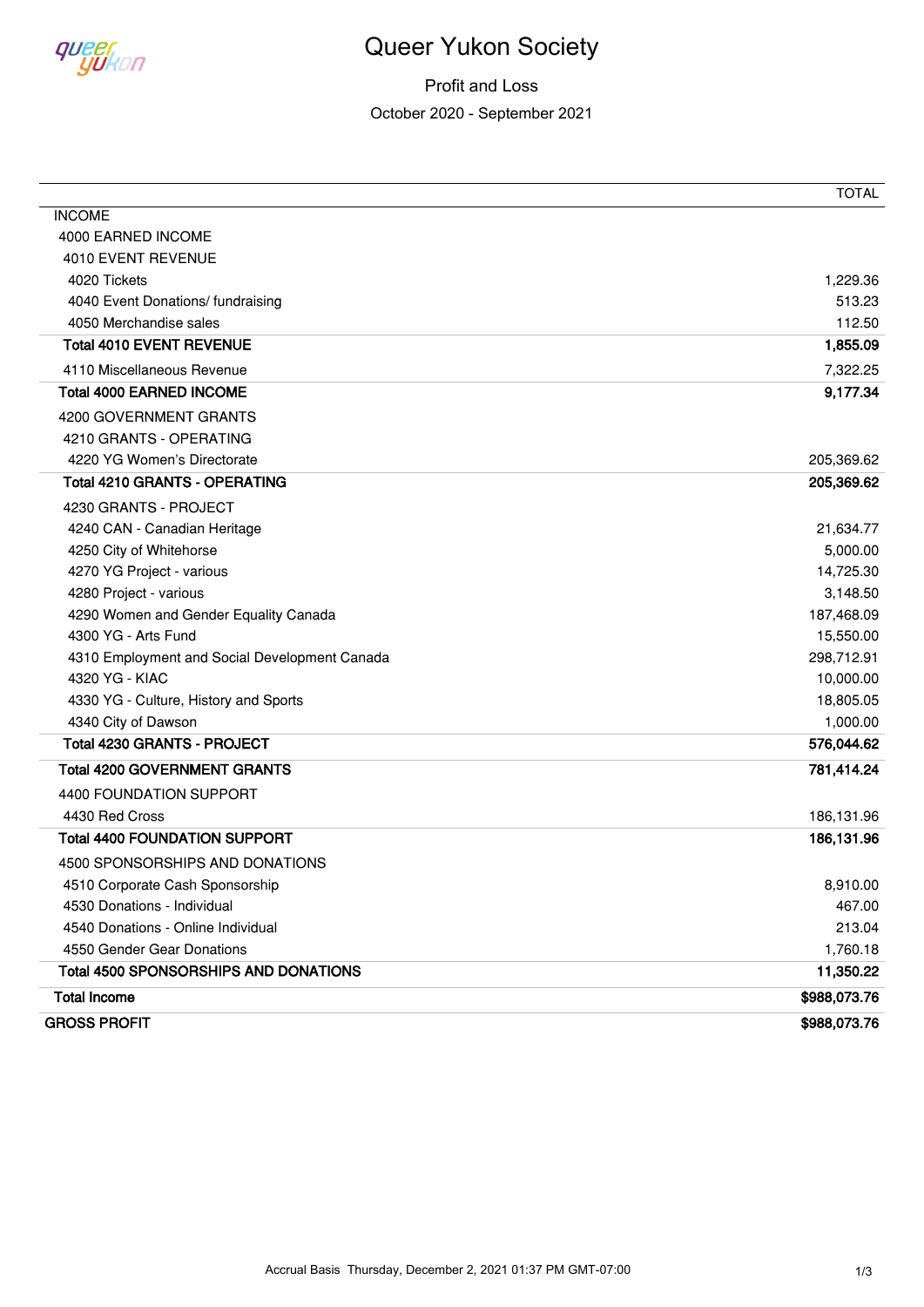# Queer Yukon Society

## Profit and Loss

October 2020 - September 2021

| | TOTAL |
|---|---|
| INCOME | |
| 4000 EARNED INCOME | |
| 4010 EVENT REVENUE | |
| 4020 Tickets | 1,229.36 |
| 4040 Event Donations/ fundraising | 513.23 |
| 4050 Merchandise sales | 112.50 |
| **Total 4010 EVENT REVENUE** | **1,855.09** |
| 4110 Miscellaneous Revenue | 7,322.25 |
| **Total 4000 EARNED INCOME** | **9,177.34** |
| 4200 GOVERNMENT GRANTS | |
| 4210 GRANTS - OPERATING | |
| 4220 YG Women's Directorate | 205,369.62 |
| **Total 4210 GRANTS - OPERATING** | **205,369.62** |
| 4230 GRANTS - PROJECT | |
| 4240 CAN - Canadian Heritage | 21,634.77 |
| 4250 City of Whitehorse | 5,000.00 |
| 4270 YG Project - various | 14,725.30 |
| 4280 Project - various | 3,148.50 |
| 4290 Women and Gender Equality Canada | 187,468.09 |
| 4300 YG - Arts Fund | 15,550.00 |
| 4310 Employment and Social Development Canada | 298,712.91 |
| 4320 YG - KIAC | 10,000.00 |
| 4330 YG - Culture, History and Sports | 18,805.05 |
| 4340 City of Dawson | 1,000.00 |
| **Total 4230 GRANTS - PROJECT** | **576,044.62** |
| **Total 4200 GOVERNMENT GRANTS** | **781,414.24** |
| 4400 FOUNDATION SUPPORT | |
| 4430 Red Cross | 186,131.96 |
| **Total 4400 FOUNDATION SUPPORT** | **186,131.96** |
| 4500 SPONSORSHIPS AND DONATIONS | |
| 4510 Corporate Cash Sponsorship | 8,910.00 |
| 4530 Donations - Individual | 467.00 |
| 4540 Donations - Online Individual | 213.04 |
| 4550 Gender Gear Donations | 1,760.18 |
| **Total 4500 SPONSORSHIPS AND DONATIONS** | **11,350.22** |
| **Total Income** | **$988,073.76** |
| **GROSS PROFIT** | **$988,073.76** |

Accrual Basis Thursday, December 2, 2021 01:37 PM GMT-07:00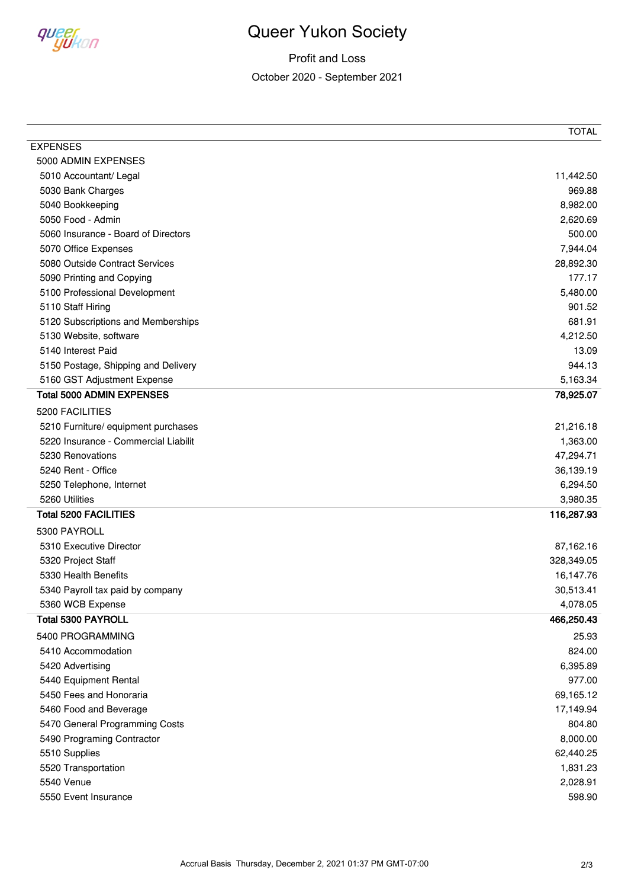# Queer Yukon Society

Profit and Loss

October 2020 - September 2021

| | TOTAL |
|---|---|
| EXPENSES | |
| 5000 ADMIN EXPENSES | |
| 5010 Accountant/ Legal | 11,442.50 |
| 5030 Bank Charges | 969.88 |
| 5040 Bookkeeping | 8,982.00 |
| 5050 Food - Admin | 2,620.69 |
| 5060 Insurance - Board of Directors | 500.00 |
| 5070 Office Expenses | 7,944.04 |
| 5080 Outside Contract Services | 28,892.30 |
| 5090 Printing and Copying | 177.17 |
| 5100 Professional Development | 5,480.00 |
| 5110 Staff Hiring | 901.52 |
| 5120 Subscriptions and Memberships | 681.91 |
| 5130 Website, software | 4,212.50 |
| 5140 Interest Paid | 13.09 |
| 5150 Postage, Shipping and Delivery | 944.13 |
| 5160 GST Adjustment Expense | 5,163.34 |
| **Total 5000 ADMIN EXPENSES** | **78,925.07** |
| 5200 FACILITIES | |
| 5210 Furniture/ equipment purchases | 21,216.18 |
| 5220 Insurance - Commercial Liabilit | 1,363.00 |
| 5230 Renovations | 47,294.71 |
| 5240 Rent - Office | 36,139.19 |
| 5250 Telephone, Internet | 6,294.50 |
| 5260 Utilities | 3,980.35 |
| **Total 5200 FACILITIES** | **116,287.93** |
| 5300 PAYROLL | |
| 5310 Executive Director | 87,162.16 |
| 5320 Project Staff | 328,349.05 |
| 5330 Health Benefits | 16,147.76 |
| 5340 Payroll tax paid by company | 30,513.41 |
| 5360 WCB Expense | 4,078.05 |
| **Total 5300 PAYROLL** | **466,250.43** |
| 5400 PROGRAMMING | 25.93 |
| 5410 Accommodation | 824.00 |
| 5420 Advertising | 6,395.89 |
| 5440 Equipment Rental | 977.00 |
| 5450 Fees and Honoraria | 69,165.12 |
| 5460 Food and Beverage | 17,149.94 |
| 5470 General Programming Costs | 804.80 |
| 5490 Programing Contractor | 8,000.00 |
| 5510 Supplies | 62,440.25 |
| 5520 Transportation | 1,831.23 |
| 5540 Venue | 2,028.91 |
| 5550 Event Insurance | 598.90 |

Accrual Basis Thursday, December 2, 2021 01:37 PM GMT-07:00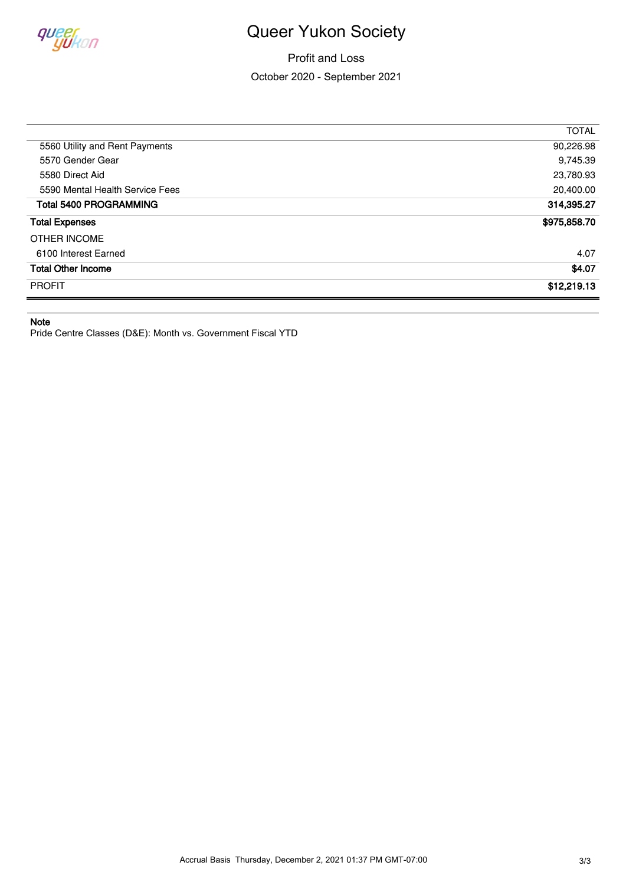# Queer Yukon Society

## Profit and Loss

October 2020 - September 2021

| | TOTAL |
|---|---|
| 5560 Utility and Rent Payments | 90,226.98 |
| 5570 Gender Gear | 9,745.39 |
| 5580 Direct Aid | 23,780.93 |
| 5590 Mental Health Service Fees | 20,400.00 |
| **Total 5400 PROGRAMMING** | **314,395.27** |
| **Total Expenses** | **$975,858.70** |
| OTHER INCOME | |
| 6100 Interest Earned | 4.07 |
| **Total Other Income** | **$4.07** |
| PROFIT | **$12,219.13** |

**Note**

Pride Centre Classes (D&E): Month vs. Government Fiscal YTD

Accrual Basis Thursday, December 2, 2021 01:37 PM GMT-07:00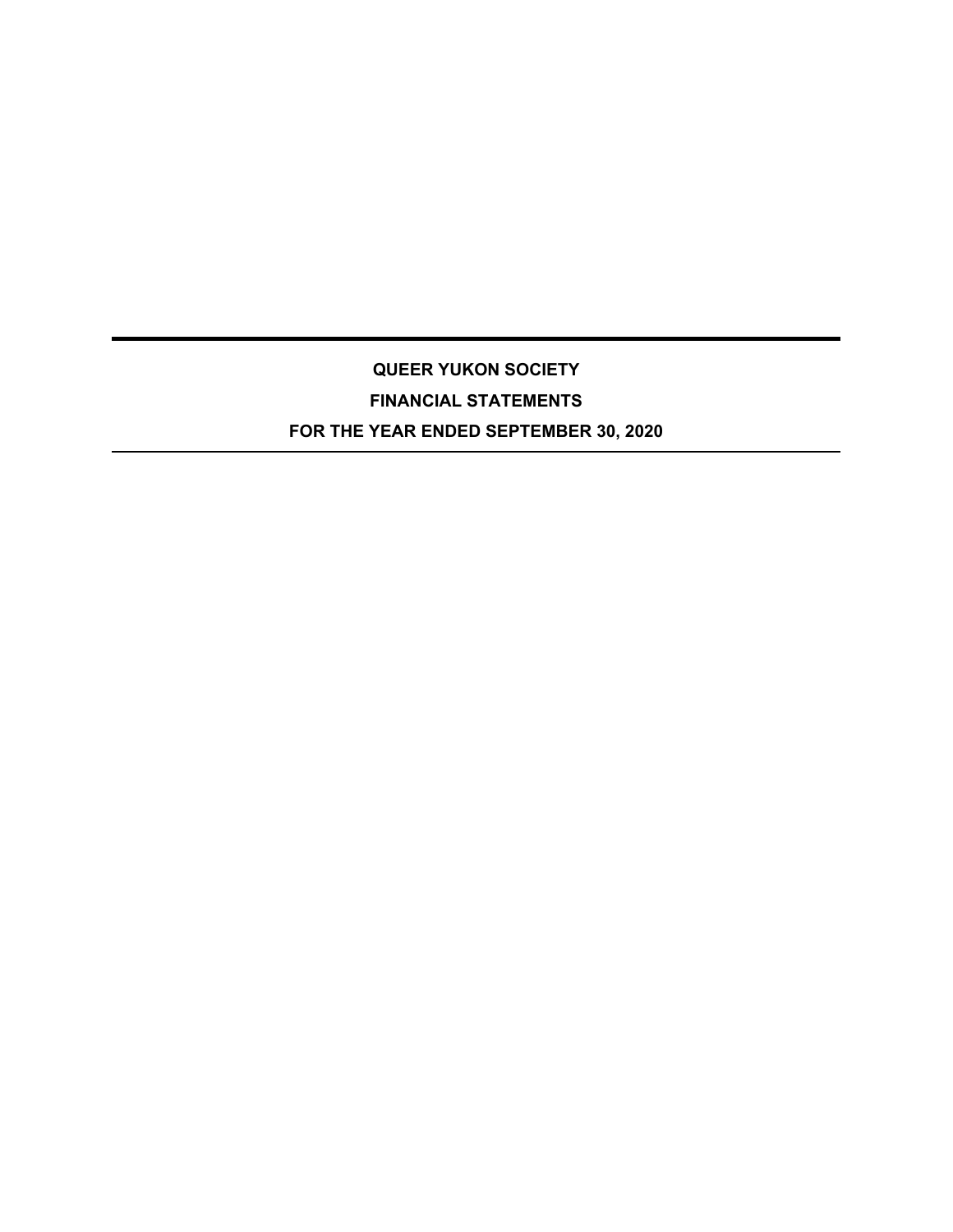# QUEER YUKON SOCIETY

## FINANCIAL STATEMENTS

## FOR THE YEAR ENDED SEPTEMBER 30, 2020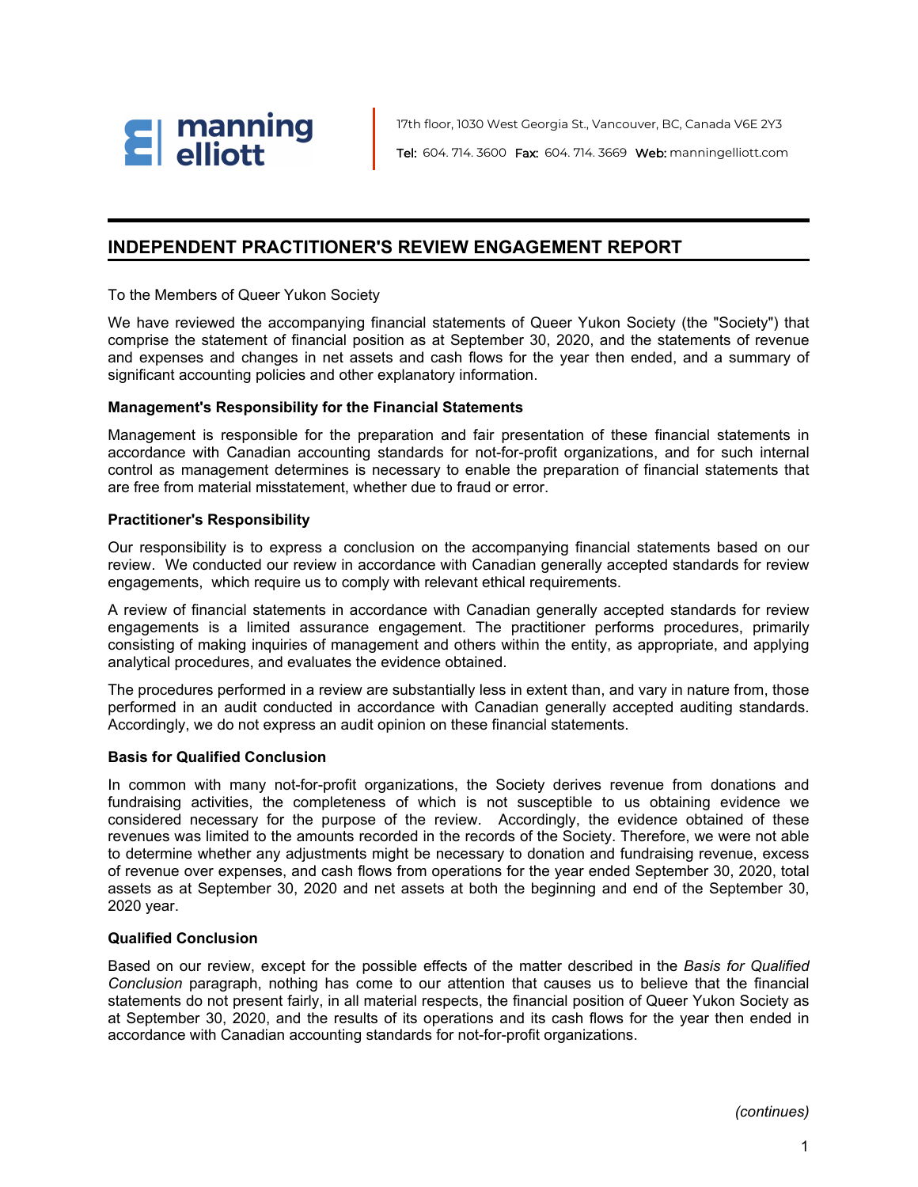manning elliott

17th floor, 1030 West Georgia St., Vancouver, BC, Canada V6E 2Y3

Tel: 604. 714. 3600 Fax: 604. 714. 3669 Web: manningelliott.com

## INDEPENDENT PRACTITIONER'S REVIEW ENGAGEMENT REPORT

To the Members of Queer Yukon Society

We have reviewed the accompanying financial statements of Queer Yukon Society (the "Society") that comprise the statement of financial position as at September 30, 2020, and the statements of revenue and expenses and changes in net assets and cash flows for the year then ended, and a summary of significant accounting policies and other explanatory information.

### Management's Responsibility for the Financial Statements

Management is responsible for the preparation and fair presentation of these financial statements in accordance with Canadian accounting standards for not-for-profit organizations, and for such internal control as management determines is necessary to enable the preparation of financial statements that are free from material misstatement, whether due to fraud or error.

### Practitioner's Responsibility

Our responsibility is to express a conclusion on the accompanying financial statements based on our review. We conducted our review in accordance with Canadian generally accepted standards for review engagements, which require us to comply with relevant ethical requirements.

A review of financial statements in accordance with Canadian generally accepted standards for review engagements is a limited assurance engagement. The practitioner performs procedures, primarily consisting of making inquiries of management and others within the entity, as appropriate, and applying analytical procedures, and evaluates the evidence obtained.

The procedures performed in a review are substantially less in extent than, and vary in nature from, those performed in an audit conducted in accordance with Canadian generally accepted auditing standards. Accordingly, we do not express an audit opinion on these financial statements.

### Basis for Qualified Conclusion

In common with many not-for-profit organizations, the Society derives revenue from donations and fundraising activities, the completeness of which is not susceptible to us obtaining evidence we considered necessary for the purpose of the review. Accordingly, the evidence obtained of these revenues was limited to the amounts recorded in the records of the Society. Therefore, we were not able to determine whether any adjustments might be necessary to donation and fundraising revenue, excess of revenue over expenses, and cash flows from operations for the year ended September 30, 2020, total assets as at September 30, 2020 and net assets at both the beginning and end of the September 30, 2020 year.

### Qualified Conclusion

Based on our review, except for the possible effects of the matter described in the *Basis for Qualified Conclusion* paragraph, nothing has come to our attention that causes us to believe that the financial statements do not present fairly, in all material respects, the financial position of Queer Yukon Society as at September 30, 2020, and the results of its operations and its cash flows for the year then ended in accordance with Canadian accounting standards for not-for-profit organizations.

*(continues)*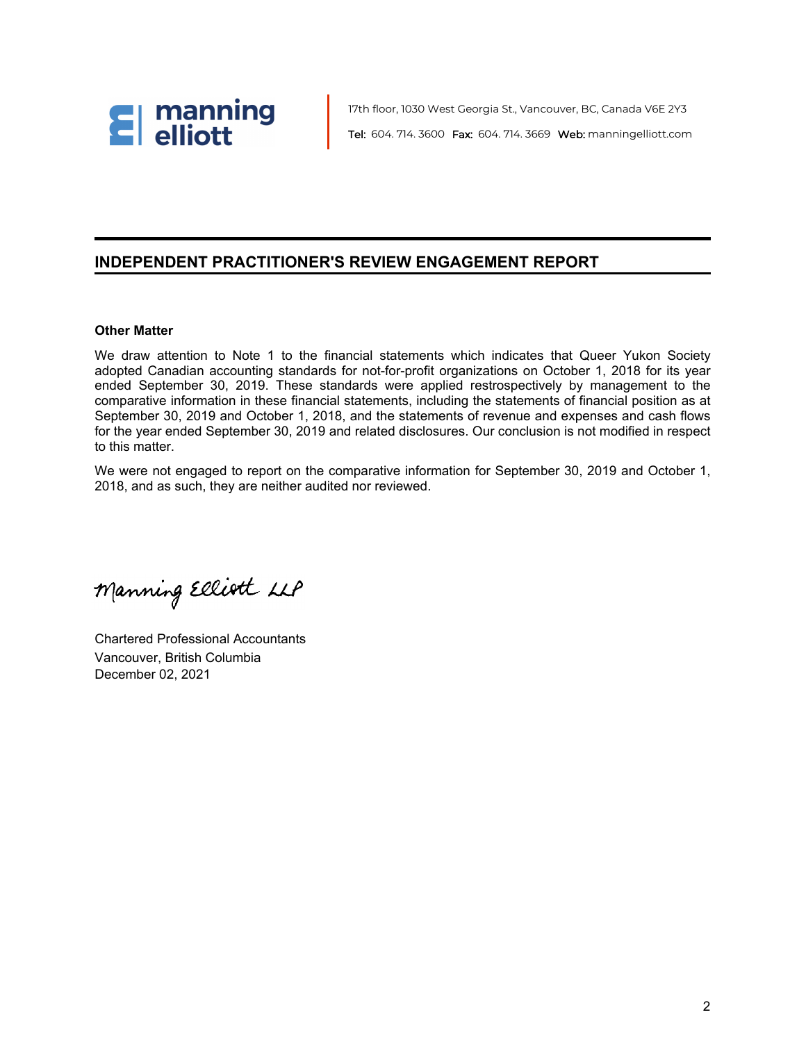manning elliott

17th floor, 1030 West Georgia St., Vancouver, BC, Canada V6E 2Y3

Tel: 604. 714. 3600 Fax: 604. 714. 3669 Web: manningelliott.com

## INDEPENDENT PRACTITIONER'S REVIEW ENGAGEMENT REPORT

**Other Matter**

We draw attention to Note 1 to the financial statements which indicates that Queer Yukon Society adopted Canadian accounting standards for not-for-profit organizations on October 1, 2018 for its year ended September 30, 2019. These standards were applied restrospectively by management to the comparative information in these financial statements, including the statements of financial position as at September 30, 2019 and October 1, 2018, and the statements of revenue and expenses and cash flows for the year ended September 30, 2019 and related disclosures. Our conclusion is not modified in respect to this matter.

We were not engaged to report on the comparative information for September 30, 2019 and October 1, 2018, and as such, they are neither audited nor reviewed.

Manning Elliott LLP

Chartered Professional Accountants
Vancouver, British Columbia
December 02, 2021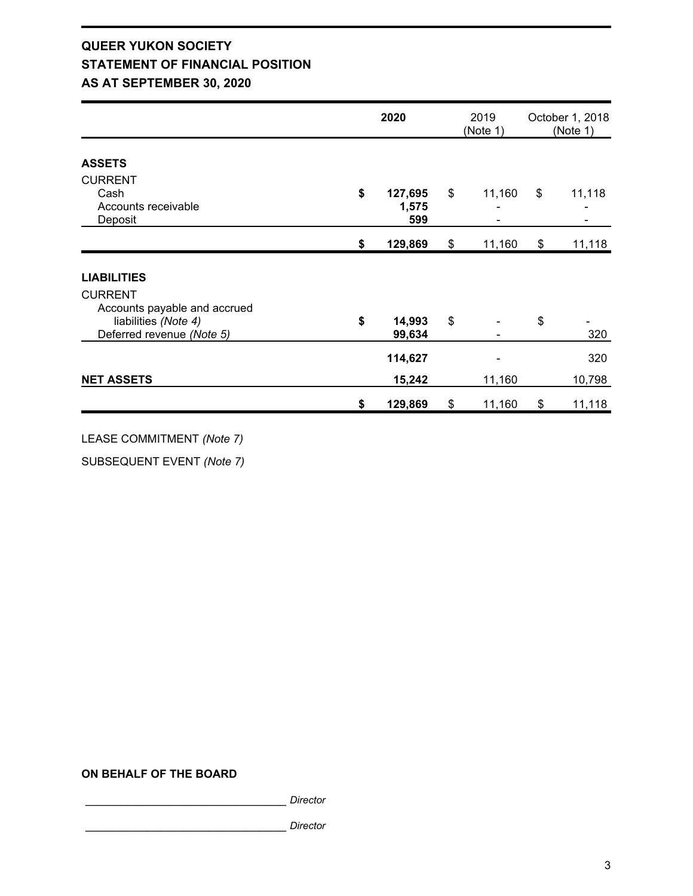**QUEER YUKON SOCIETY**
**STATEMENT OF FINANCIAL POSITION**
**AS AT SEPTEMBER 30, 2020**

| | **2020** | 2019 (Note 1) | October 1, 2018 (Note 1) |
|---|---|---|---|
| **ASSETS** | | | |
| CURRENT | | | |
| Cash | **$ 127,695** | $ 11,160 | $ 11,118 |
| Accounts receivable | **1,575** | - | - |
| Deposit | **599** | - | - |
| | **$ 129,869** | $ 11,160 | $ 11,118 |
| **LIABILITIES** | | | |
| CURRENT | | | |
| Accounts payable and accrued liabilities *(Note 4)* | **$ 14,993** | $ - | $ - |
| Deferred revenue *(Note 5)* | **99,634** | - | 320 |
| | **114,627** | - | 320 |
| **NET ASSETS** | **15,242** | 11,160 | 10,798 |
| | **$ 129,869** | $ 11,160 | $ 11,118 |

LEASE COMMITMENT *(Note 7)*

SUBSEQUENT EVENT *(Note 7)*

**ON BEHALF OF THE BOARD**

_________________________________ *Director*

_________________________________ *Director*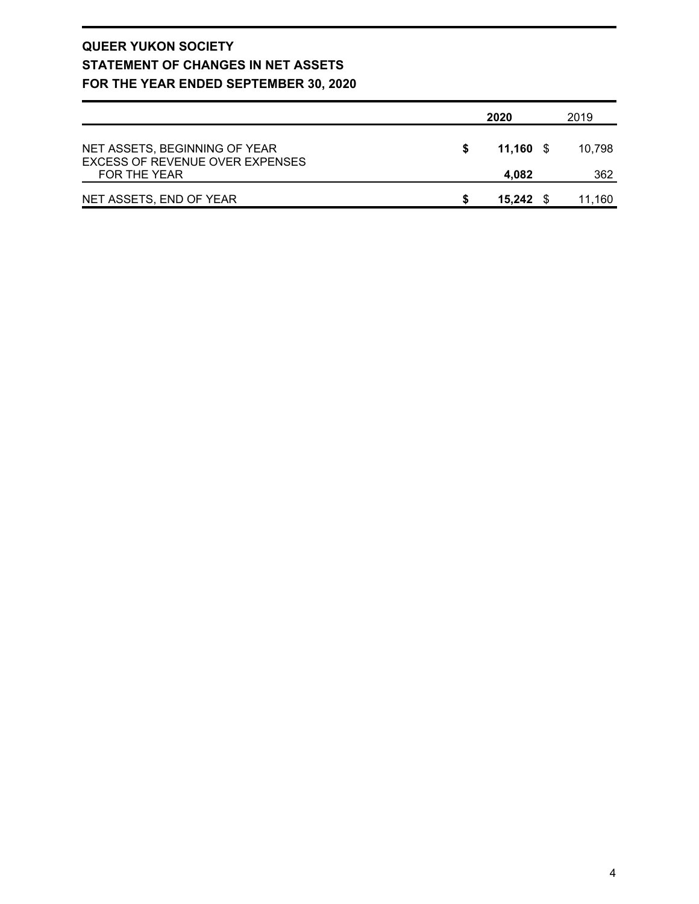**QUEER YUKON SOCIETY**
**STATEMENT OF CHANGES IN NET ASSETS**
**FOR THE YEAR ENDED SEPTEMBER 30, 2020**

| | 2020 | 2019 |
|---|---|---|
| NET ASSETS, BEGINNING OF YEAR | $ 11,160 | $ 10,798 |
| EXCESS OF REVENUE OVER EXPENSES FOR THE YEAR | 4,082 | 362 |
| NET ASSETS, END OF YEAR | $ 15,242 | $ 11,160 |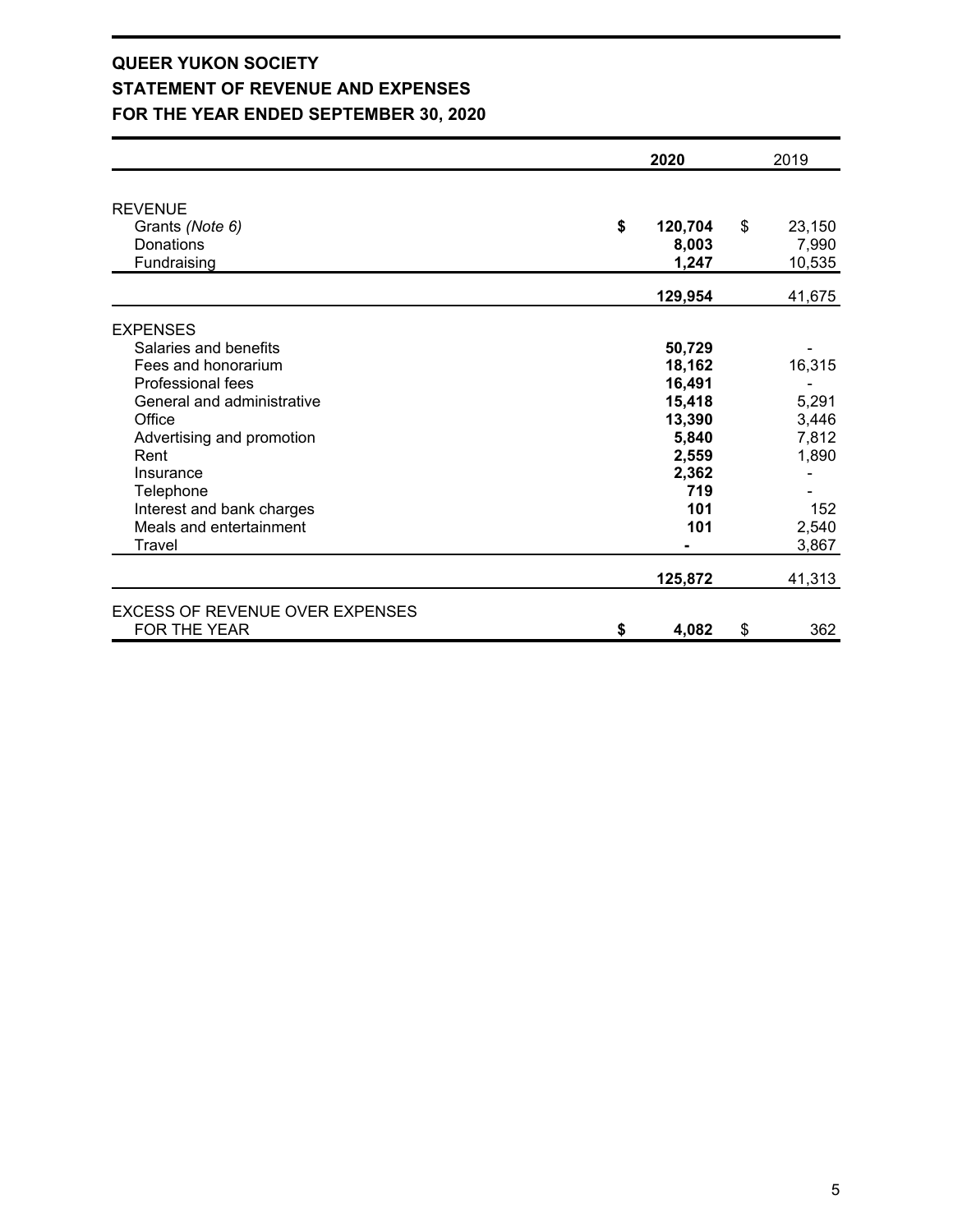**QUEER YUKON SOCIETY**
**STATEMENT OF REVENUE AND EXPENSES**
**FOR THE YEAR ENDED SEPTEMBER 30, 2020**

| | **2020** | 2019 |
|---|---|---|
| REVENUE | | |
| Grants *(Note 6)* | **$ 120,704** | $ 23,150 |
| Donations | **8,003** | 7,990 |
| Fundraising | **1,247** | 10,535 |
| | **129,954** | 41,675 |
| EXPENSES | | |
| Salaries and benefits | **50,729** | - |
| Fees and honorarium | **18,162** | 16,315 |
| Professional fees | **16,491** | - |
| General and administrative | **15,418** | 5,291 |
| Office | **13,390** | 3,446 |
| Advertising and promotion | **5,840** | 7,812 |
| Rent | **2,559** | 1,890 |
| Insurance | **2,362** | - |
| Telephone | **719** | - |
| Interest and bank charges | **101** | 152 |
| Meals and entertainment | **101** | 2,540 |
| Travel | **-** | 3,867 |
| | **125,872** | 41,313 |
| EXCESS OF REVENUE OVER EXPENSES FOR THE YEAR | **$ 4,082** | $ 362 |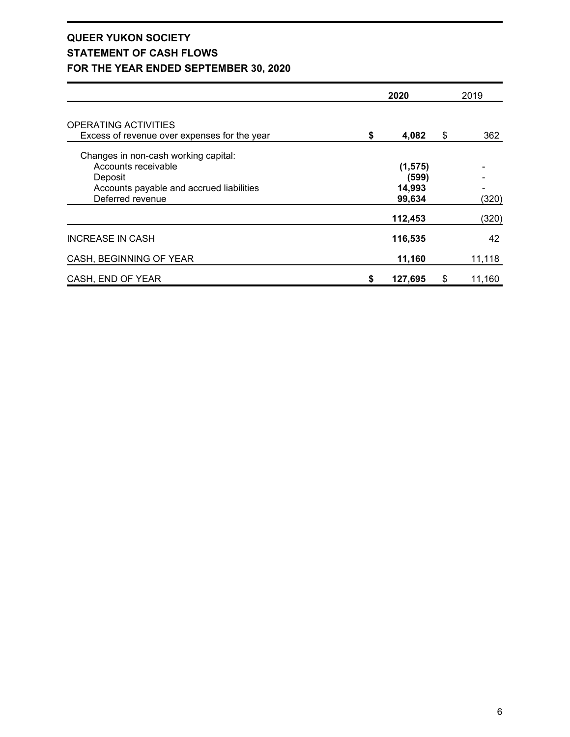**QUEER YUKON SOCIETY**
**STATEMENT OF CASH FLOWS**
**FOR THE YEAR ENDED SEPTEMBER 30, 2020**

| | **2020** | 2019 |
|---|---|---|
| OPERATING ACTIVITIES | | |
| Excess of revenue over expenses for the year | **$ 4,082** | $ 362 |
| Changes in non-cash working capital: | | |
| Accounts receivable | **(1,575)** | - |
| Deposit | **(599)** | - |
| Accounts payable and accrued liabilities | **14,993** | - |
| Deferred revenue | **99,634** | (320) |
| | **112,453** | (320) |
| INCREASE IN CASH | **116,535** | 42 |
| CASH, BEGINNING OF YEAR | **11,160** | 11,118 |
| CASH, END OF YEAR | **$ 127,695** | $ 11,160 |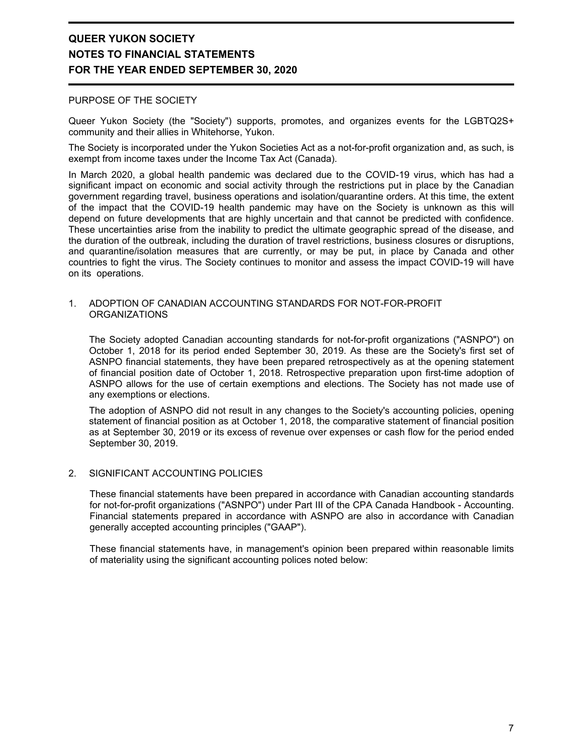# QUEER YUKON SOCIETY
# NOTES TO FINANCIAL STATEMENTS
# FOR THE YEAR ENDED SEPTEMBER 30, 2020

PURPOSE OF THE SOCIETY

Queer Yukon Society (the "Society") supports, promotes, and organizes events for the LGBTQ2S+ community and their allies in Whitehorse, Yukon.

The Society is incorporated under the Yukon Societies Act as a not-for-profit organization and, as such, is exempt from income taxes under the Income Tax Act (Canada).

In March 2020, a global health pandemic was declared due to the COVID-19 virus, which has had a significant impact on economic and social activity through the restrictions put in place by the Canadian government regarding travel, business operations and isolation/quarantine orders. At this time, the extent of the impact that the COVID-19 health pandemic may have on the Society is unknown as this will depend on future developments that are highly uncertain and that cannot be predicted with confidence. These uncertainties arise from the inability to predict the ultimate geographic spread of the disease, and the duration of the outbreak, including the duration of travel restrictions, business closures or disruptions, and quarantine/isolation measures that are currently, or may be put, in place by Canada and other countries to fight the virus. The Society continues to monitor and assess the impact COVID-19 will have on its operations.

1. ADOPTION OF CANADIAN ACCOUNTING STANDARDS FOR NOT-FOR-PROFIT ORGANIZATIONS

   The Society adopted Canadian accounting standards for not-for-profit organizations ("ASNPO") on October 1, 2018 for its period ended September 30, 2019. As these are the Society's first set of ASNPO financial statements, they have been prepared retrospectively as at the opening statement of financial position date of October 1, 2018. Retrospective preparation upon first-time adoption of ASNPO allows for the use of certain exemptions and elections. The Society has not made use of any exemptions or elections.

   The adoption of ASNPO did not result in any changes to the Society's accounting policies, opening statement of financial position as at October 1, 2018, the comparative statement of financial position as at September 30, 2019 or its excess of revenue over expenses or cash flow for the period ended September 30, 2019.

2. SIGNIFICANT ACCOUNTING POLICIES

   These financial statements have been prepared in accordance with Canadian accounting standards for not-for-profit organizations ("ASNPO") under Part III of the CPA Canada Handbook - Accounting. Financial statements prepared in accordance with ASNPO are also in accordance with Canadian generally accepted accounting principles ("GAAP").

   These financial statements have, in management's opinion been prepared within reasonable limits of materiality using the significant accounting polices noted below: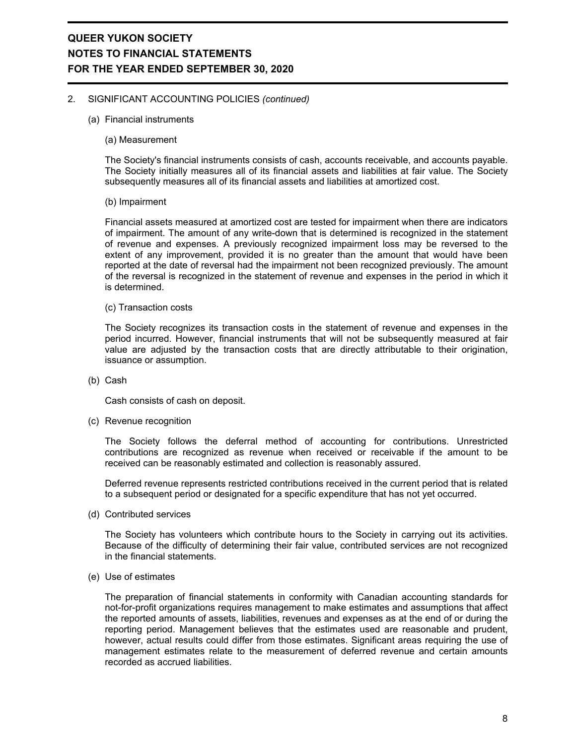# QUEER YUKON SOCIETY
## NOTES TO FINANCIAL STATEMENTS
## FOR THE YEAR ENDED SEPTEMBER 30, 2020

2. SIGNIFICANT ACCOUNTING POLICIES *(continued)*

   (a) Financial instruments

   (a) Measurement

   The Society's financial instruments consists of cash, accounts receivable, and accounts payable. The Society initially measures all of its financial assets and liabilities at fair value. The Society subsequently measures all of its financial assets and liabilities at amortized cost.

   (b) Impairment

   Financial assets measured at amortized cost are tested for impairment when there are indicators of impairment. The amount of any write-down that is determined is recognized in the statement of revenue and expenses. A previously recognized impairment loss may be reversed to the extent of any improvement, provided it is no greater than the amount that would have been reported at the date of reversal had the impairment not been recognized previously. The amount of the reversal is recognized in the statement of revenue and expenses in the period in which it is determined.

   (c) Transaction costs

   The Society recognizes its transaction costs in the statement of revenue and expenses in the period incurred. However, financial instruments that will not be subsequently measured at fair value are adjusted by the transaction costs that are directly attributable to their origination, issuance or assumption.

   (b) Cash

   Cash consists of cash on deposit.

   (c) Revenue recognition

   The Society follows the deferral method of accounting for contributions. Unrestricted contributions are recognized as revenue when received or receivable if the amount to be received can be reasonably estimated and collection is reasonably assured.

   Deferred revenue represents restricted contributions received in the current period that is related to a subsequent period or designated for a specific expenditure that has not yet occurred.

   (d) Contributed services

   The Society has volunteers which contribute hours to the Society in carrying out its activities. Because of the difficulty of determining their fair value, contributed services are not recognized in the financial statements.

   (e) Use of estimates

   The preparation of financial statements in conformity with Canadian accounting standards for not-for-profit organizations requires management to make estimates and assumptions that affect the reported amounts of assets, liabilities, revenues and expenses as at the end of or during the reporting period. Management believes that the estimates used are reasonable and prudent, however, actual results could differ from those estimates. Significant areas requiring the use of management estimates relate to the measurement of deferred revenue and certain amounts recorded as accrued liabilities.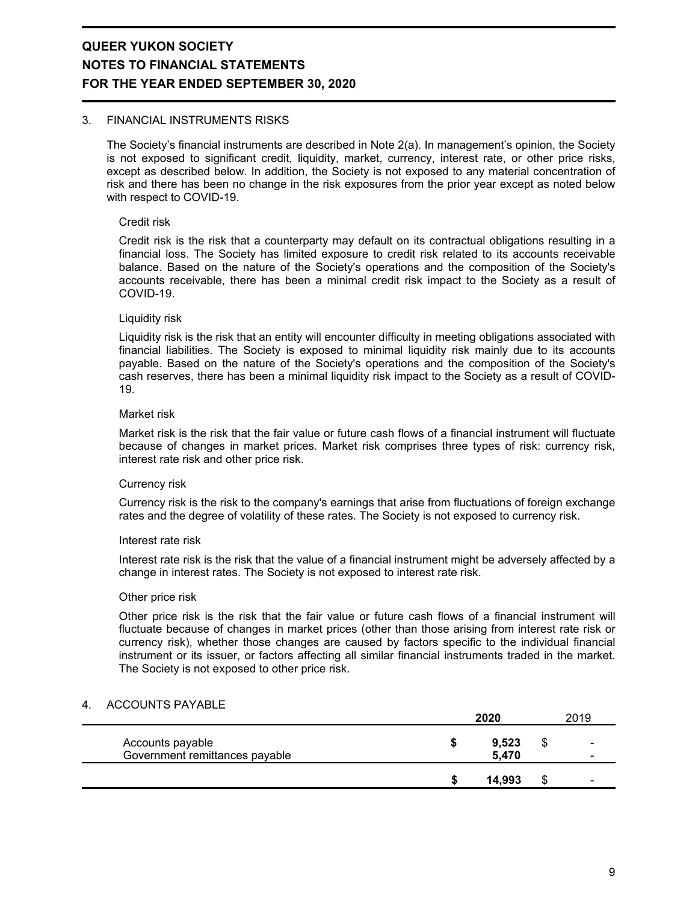**QUEER YUKON SOCIETY**
**NOTES TO FINANCIAL STATEMENTS**
**FOR THE YEAR ENDED SEPTEMBER 30, 2020**

## 3. FINANCIAL INSTRUMENTS RISKS

The Society's financial instruments are described in Note 2(a). In management's opinion, the Society is not exposed to significant credit, liquidity, market, currency, interest rate, or other price risks, except as described below. In addition, the Society is not exposed to any material concentration of risk and there has been no change in the risk exposures from the prior year except as noted below with respect to COVID-19.

### Credit risk

Credit risk is the risk that a counterparty may default on its contractual obligations resulting in a financial loss. The Society has limited exposure to credit risk related to its accounts receivable balance. Based on the nature of the Society's operations and the composition of the Society's accounts receivable, there has been a minimal credit risk impact to the Society as a result of COVID-19.

### Liquidity risk

Liquidity risk is the risk that an entity will encounter difficulty in meeting obligations associated with financial liabilities. The Society is exposed to minimal liquidity risk mainly due to its accounts payable. Based on the nature of the Society's operations and the composition of the Society's cash reserves, there has been a minimal liquidity risk impact to the Society as a result of COVID-19.

### Market risk

Market risk is the risk that the fair value or future cash flows of a financial instrument will fluctuate because of changes in market prices. Market risk comprises three types of risk: currency risk, interest rate risk and other price risk.

### Currency risk

Currency risk is the risk to the company's earnings that arise from fluctuations of foreign exchange rates and the degree of volatility of these rates. The Society is not exposed to currency risk.

### Interest rate risk

Interest rate risk is the risk that the value of a financial instrument might be adversely affected by a change in interest rates. The Society is not exposed to interest rate risk.

### Other price risk

Other price risk is the risk that the fair value or future cash flows of a financial instrument will fluctuate because of changes in market prices (other than those arising from interest rate risk or currency risk), whether those changes are caused by factors specific to the individual financial instrument or its issuer, or factors affecting all similar financial instruments traded in the market. The Society is not exposed to other price risk.

## 4. ACCOUNTS PAYABLE

| | **2020** | 2019 |
|---|---|---|
| Accounts payable | **$ 9,523** | $ - |
| Government remittances payable | **5,470** | - |
| | **$ 14,993** | $ - |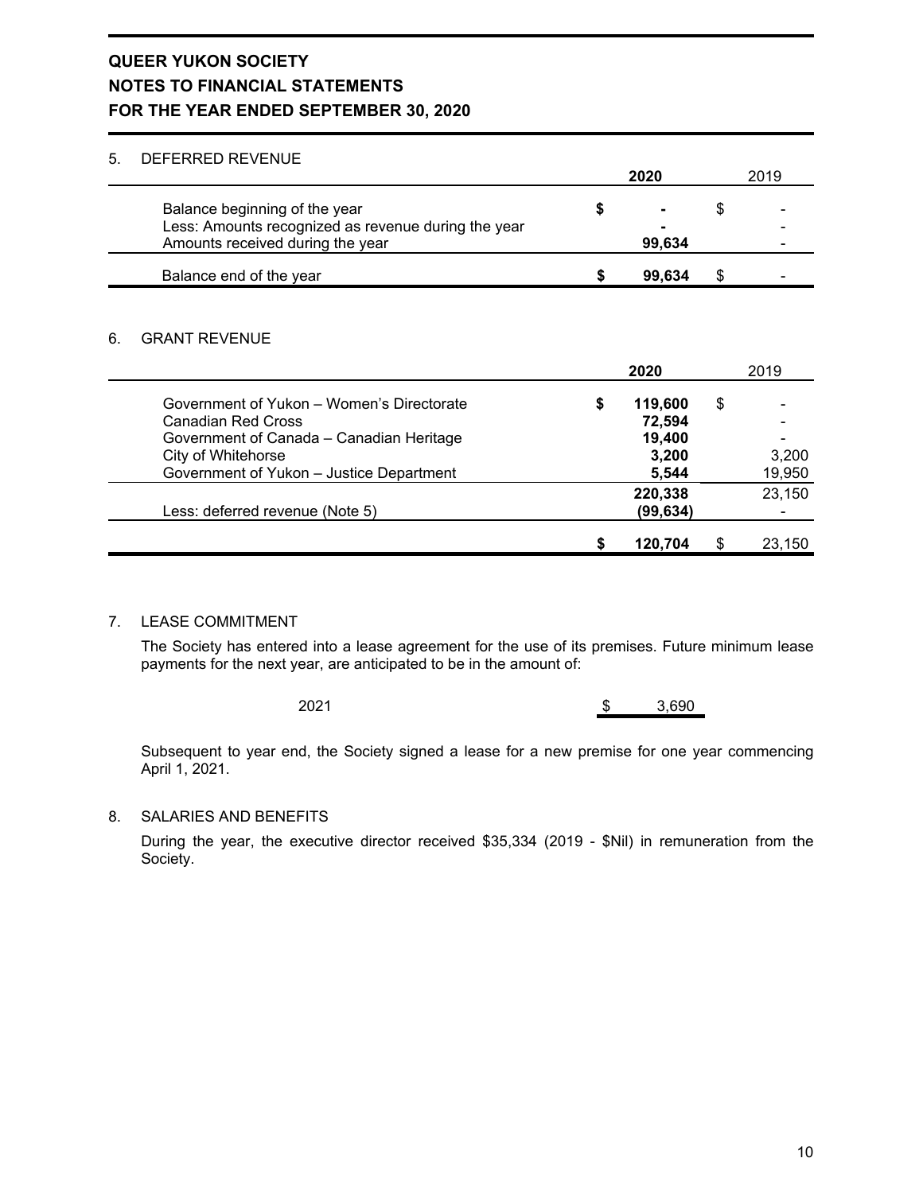# QUEER YUKON SOCIETY
## NOTES TO FINANCIAL STATEMENTS
## FOR THE YEAR ENDED SEPTEMBER 30, 2020

5. DEFERRED REVENUE

| | 2020 | 2019 |
|---|---|---|
| Balance beginning of the year | $ - | $ - |
| Less: Amounts recognized as revenue during the year | - | - |
| Amounts received during the year | 99,634 | - |
| Balance end of the year | $ 99,634 | $ - |

6. GRANT REVENUE

| | 2020 | 2019 |
|---|---|---|
| Government of Yukon – Women's Directorate | $ 119,600 | $ - |
| Canadian Red Cross | 72,594 | - |
| Government of Canada – Canadian Heritage | 19,400 | - |
| City of Whitehorse | 3,200 | 3,200 |
| Government of Yukon – Justice Department | 5,544 | 19,950 |
| | 220,338 | 23,150 |
| Less: deferred revenue (Note 5) | (99,634) | - |
| | $ 120,704 | $ 23,150 |

7. LEASE COMMITMENT

The Society has entered into a lease agreement for the use of its premises. Future minimum lease payments for the next year, are anticipated to be in the amount of:

| | |
|---|---|
| 2021 | $ 3,690 |

Subsequent to year end, the Society signed a lease for a new premise for one year commencing April 1, 2021.

8. SALARIES AND BENEFITS

During the year, the executive director received $35,334 (2019 - $Nil) in remuneration from the Society.